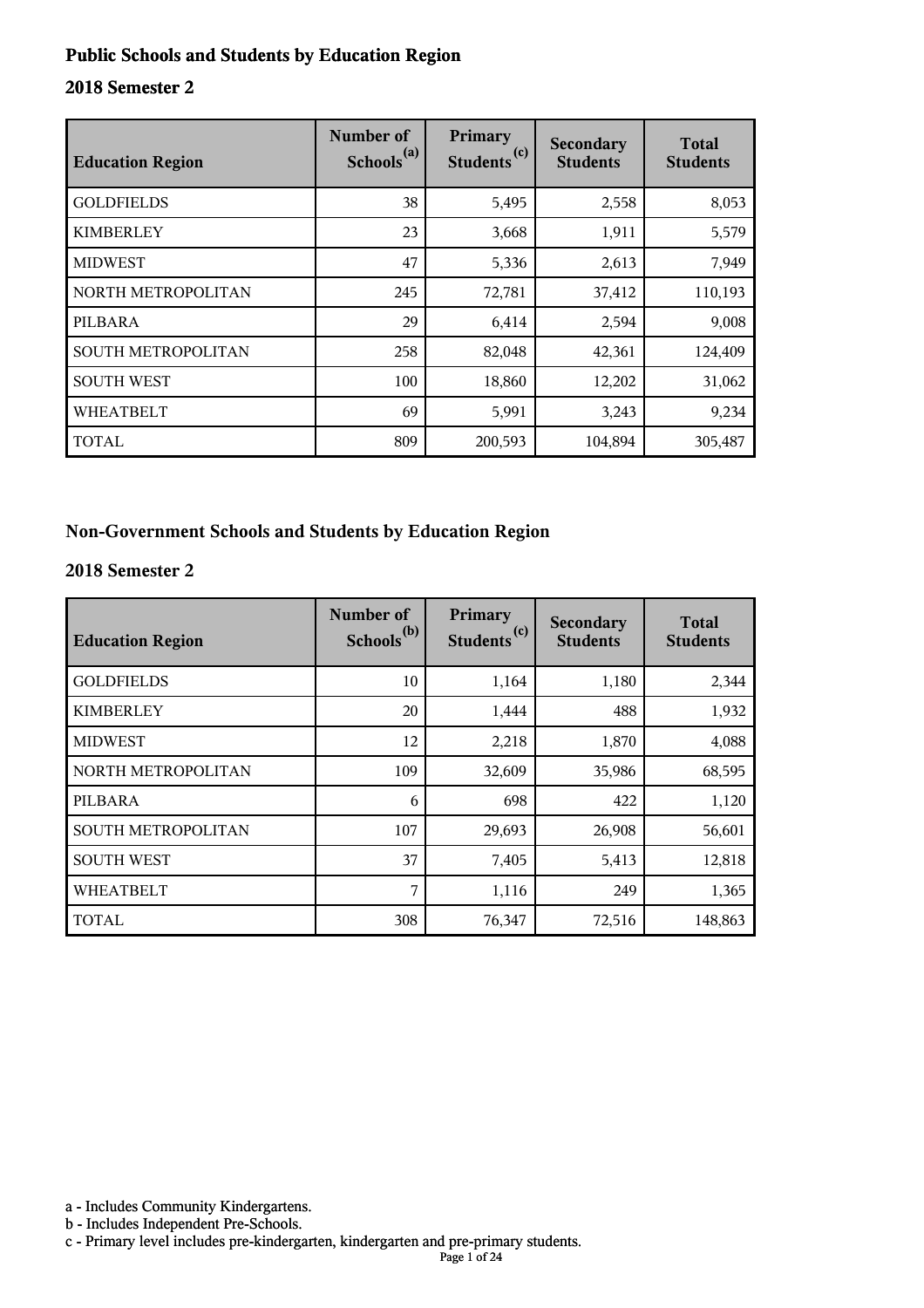## Public Schools and Students by Education Region

### 2018 Semester 2

| Education Region | Number of Schools[(a)] | Primary Students[(c)] | Secondary Students | Total Students |
|---|---|---|---|---|
| GOLDFIELDS | 38 | 5,495 | 2,558 | 8,053 |
| KIMBERLEY | 23 | 3,668 | 1,911 | 5,579 |
| MIDWEST | 47 | 5,336 | 2,613 | 7,949 |
| NORTH METROPOLITAN | 245 | 72,781 | 37,412 | 110,193 |
| PILBARA | 29 | 6,414 | 2,594 | 9,008 |
| SOUTH METROPOLITAN | 258 | 82,048 | 42,361 | 124,409 |
| SOUTH WEST | 100 | 18,860 | 12,202 | 31,062 |
| WHEATBELT | 69 | 5,991 | 3,243 | 9,234 |
| TOTAL | 809 | 200,593 | 104,894 | 305,487 |

## Non-Government Schools and Students by Education Region

### 2018 Semester 2

| Education Region | Number of Schools[(b)] | Primary Students[(c)] | Secondary Students | Total Students |
|---|---|---|---|---|
| GOLDFIELDS | 10 | 1,164 | 1,180 | 2,344 |
| KIMBERLEY | 20 | 1,444 | 488 | 1,932 |
| MIDWEST | 12 | 2,218 | 1,870 | 4,088 |
| NORTH METROPOLITAN | 109 | 32,609 | 35,986 | 68,595 |
| PILBARA | 6 | 698 | 422 | 1,120 |
| SOUTH METROPOLITAN | 107 | 29,693 | 26,908 | 56,601 |
| SOUTH WEST | 37 | 7,405 | 5,413 | 12,818 |
| WHEATBELT | 7 | 1,116 | 249 | 1,365 |
| TOTAL | 308 | 76,347 | 72,516 | 148,863 |

a - Includes Community Kindergartens.
b - Includes Independent Pre-Schools.
c - Primary level includes pre-kindergarten, kindergarten and pre-primary students.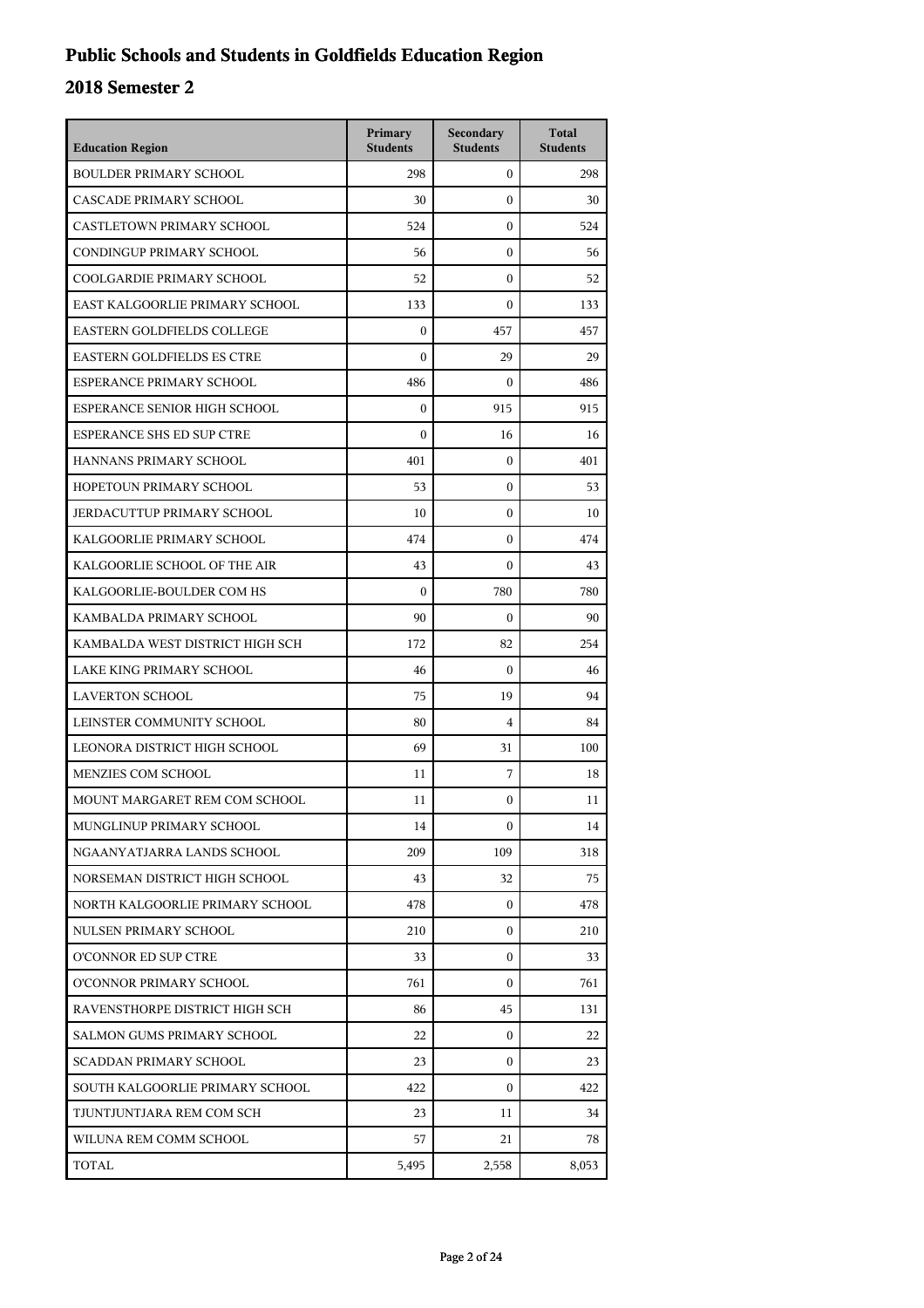# Public Schools and Students in Goldfields Education Region

## 2018 Semester 2

| Education Region | Primary Students | Secondary Students | Total Students |
|---|---|---|---|
| BOULDER PRIMARY SCHOOL | 298 | 0 | 298 |
| CASCADE PRIMARY SCHOOL | 30 | 0 | 30 |
| CASTLETOWN PRIMARY SCHOOL | 524 | 0 | 524 |
| CONDINGUP PRIMARY SCHOOL | 56 | 0 | 56 |
| COOLGARDIE PRIMARY SCHOOL | 52 | 0 | 52 |
| EAST KALGOORLIE PRIMARY SCHOOL | 133 | 0 | 133 |
| EASTERN GOLDFIELDS COLLEGE | 0 | 457 | 457 |
| EASTERN GOLDFIELDS ES CTRE | 0 | 29 | 29 |
| ESPERANCE PRIMARY SCHOOL | 486 | 0 | 486 |
| ESPERANCE SENIOR HIGH SCHOOL | 0 | 915 | 915 |
| ESPERANCE SHS ED SUP CTRE | 0 | 16 | 16 |
| HANNANS PRIMARY SCHOOL | 401 | 0 | 401 |
| HOPETOUN PRIMARY SCHOOL | 53 | 0 | 53 |
| JERDACUTTUP PRIMARY SCHOOL | 10 | 0 | 10 |
| KALGOORLIE PRIMARY SCHOOL | 474 | 0 | 474 |
| KALGOORLIE SCHOOL OF THE AIR | 43 | 0 | 43 |
| KALGOORLIE-BOULDER COM HS | 0 | 780 | 780 |
| KAMBALDA PRIMARY SCHOOL | 90 | 0 | 90 |
| KAMBALDA WEST DISTRICT HIGH SCH | 172 | 82 | 254 |
| LAKE KING PRIMARY SCHOOL | 46 | 0 | 46 |
| LAVERTON SCHOOL | 75 | 19 | 94 |
| LEINSTER COMMUNITY SCHOOL | 80 | 4 | 84 |
| LEONORA DISTRICT HIGH SCHOOL | 69 | 31 | 100 |
| MENZIES COM SCHOOL | 11 | 7 | 18 |
| MOUNT MARGARET REM COM SCHOOL | 11 | 0 | 11 |
| MUNGLINUP PRIMARY SCHOOL | 14 | 0 | 14 |
| NGAANYATJARRA LANDS SCHOOL | 209 | 109 | 318 |
| NORSEMAN DISTRICT HIGH SCHOOL | 43 | 32 | 75 |
| NORTH KALGOORLIE PRIMARY SCHOOL | 478 | 0 | 478 |
| NULSEN PRIMARY SCHOOL | 210 | 0 | 210 |
| O'CONNOR ED SUP CTRE | 33 | 0 | 33 |
| O'CONNOR PRIMARY SCHOOL | 761 | 0 | 761 |
| RAVENSTHORPE DISTRICT HIGH SCH | 86 | 45 | 131 |
| SALMON GUMS PRIMARY SCHOOL | 22 | 0 | 22 |
| SCADDAN PRIMARY SCHOOL | 23 | 0 | 23 |
| SOUTH KALGOORLIE PRIMARY SCHOOL | 422 | 0 | 422 |
| TJUNTJUNTJARA REM COM SCH | 23 | 11 | 34 |
| WILUNA REM COMM SCHOOL | 57 | 21 | 78 |
| TOTAL | 5,495 | 2,558 | 8,053 |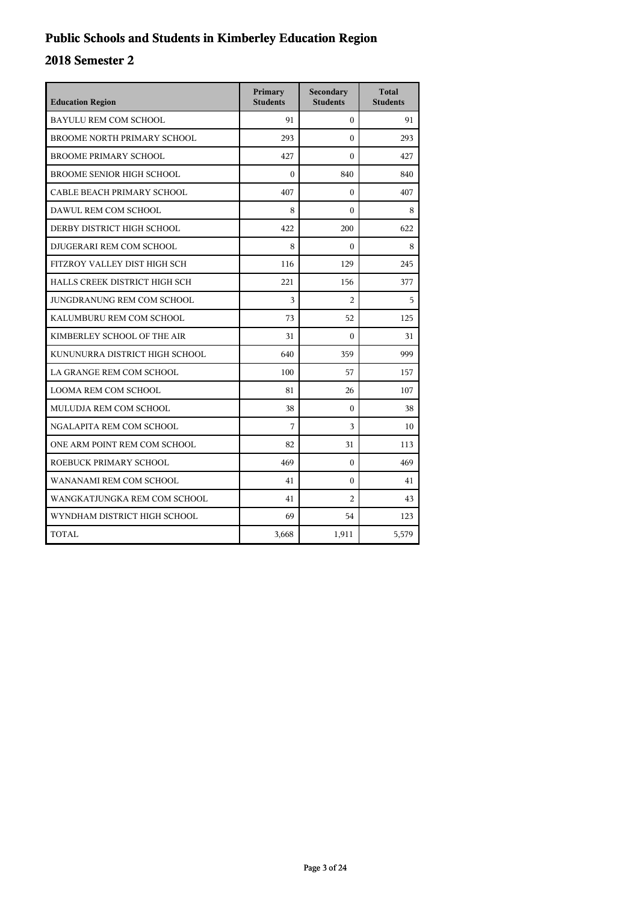# Public Schools and Students in Kimberley Education Region

## 2018 Semester 2

| Education Region | Primary Students | Secondary Students | Total Students |
|---|---|---|---|
| BAYULU REM COM SCHOOL | 91 | 0 | 91 |
| BROOME NORTH PRIMARY SCHOOL | 293 | 0 | 293 |
| BROOME PRIMARY SCHOOL | 427 | 0 | 427 |
| BROOME SENIOR HIGH SCHOOL | 0 | 840 | 840 |
| CABLE BEACH PRIMARY SCHOOL | 407 | 0 | 407 |
| DAWUL REM COM SCHOOL | 8 | 0 | 8 |
| DERBY DISTRICT HIGH SCHOOL | 422 | 200 | 622 |
| DJUGERARI REM COM SCHOOL | 8 | 0 | 8 |
| FITZROY VALLEY DIST HIGH SCH | 116 | 129 | 245 |
| HALLS CREEK DISTRICT HIGH SCH | 221 | 156 | 377 |
| JUNGDRANUNG REM COM SCHOOL | 3 | 2 | 5 |
| KALUMBURU REM COM SCHOOL | 73 | 52 | 125 |
| KIMBERLEY SCHOOL OF THE AIR | 31 | 0 | 31 |
| KUNUNURRA DISTRICT HIGH SCHOOL | 640 | 359 | 999 |
| LA GRANGE REM COM SCHOOL | 100 | 57 | 157 |
| LOOMA REM COM SCHOOL | 81 | 26 | 107 |
| MULUDJA REM COM SCHOOL | 38 | 0 | 38 |
| NGALAPITA REM COM SCHOOL | 7 | 3 | 10 |
| ONE ARM POINT REM COM SCHOOL | 82 | 31 | 113 |
| ROEBUCK PRIMARY SCHOOL | 469 | 0 | 469 |
| WANANAMI REM COM SCHOOL | 41 | 0 | 41 |
| WANGKATJUNGKA REM COM SCHOOL | 41 | 2 | 43 |
| WYNDHAM DISTRICT HIGH SCHOOL | 69 | 54 | 123 |
| TOTAL | 3,668 | 1,911 | 5,579 |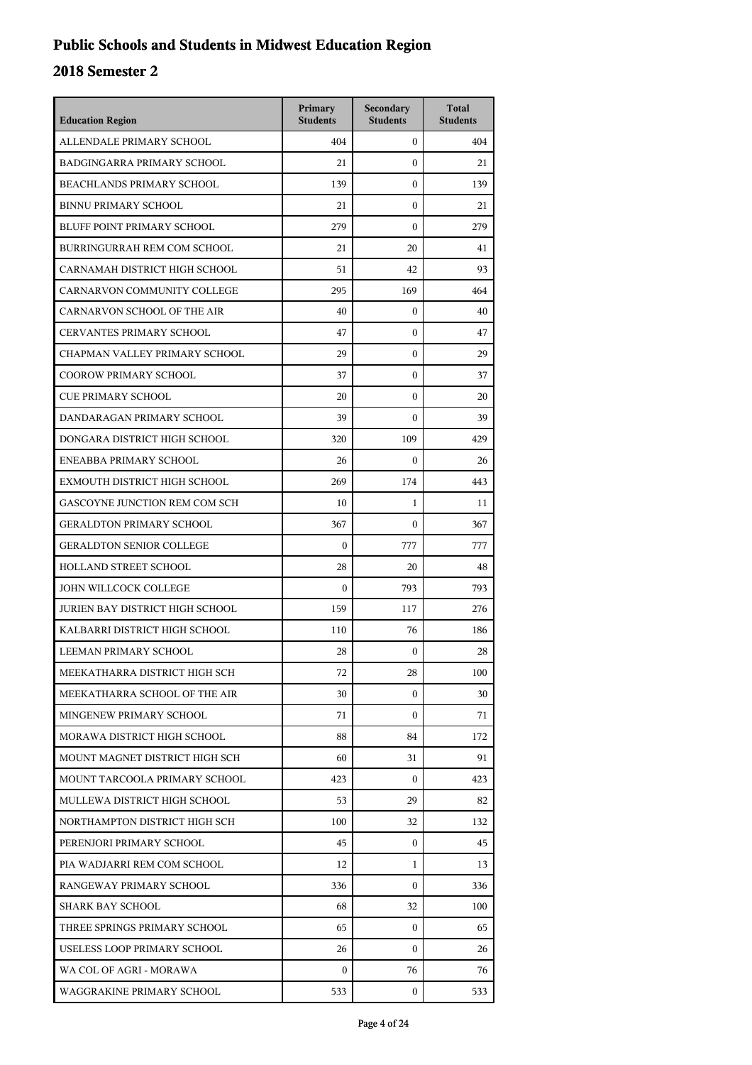# Public Schools and Students in Midwest Education Region

## 2018 Semester 2

| Education Region | Primary Students | Secondary Students | Total Students |
|---|---|---|---|
| ALLENDALE PRIMARY SCHOOL | 404 | 0 | 404 |
| BADGINGARRA PRIMARY SCHOOL | 21 | 0 | 21 |
| BEACHLANDS PRIMARY SCHOOL | 139 | 0 | 139 |
| BINNU PRIMARY SCHOOL | 21 | 0 | 21 |
| BLUFF POINT PRIMARY SCHOOL | 279 | 0 | 279 |
| BURRINGURRAH REM COM SCHOOL | 21 | 20 | 41 |
| CARNAMAH DISTRICT HIGH SCHOOL | 51 | 42 | 93 |
| CARNARVON COMMUNITY COLLEGE | 295 | 169 | 464 |
| CARNARVON SCHOOL OF THE AIR | 40 | 0 | 40 |
| CERVANTES PRIMARY SCHOOL | 47 | 0 | 47 |
| CHAPMAN VALLEY PRIMARY SCHOOL | 29 | 0 | 29 |
| COOROW PRIMARY SCHOOL | 37 | 0 | 37 |
| CUE PRIMARY SCHOOL | 20 | 0 | 20 |
| DANDARAGAN PRIMARY SCHOOL | 39 | 0 | 39 |
| DONGARA DISTRICT HIGH SCHOOL | 320 | 109 | 429 |
| ENEABBA PRIMARY SCHOOL | 26 | 0 | 26 |
| EXMOUTH DISTRICT HIGH SCHOOL | 269 | 174 | 443 |
| GASCOYNE JUNCTION REM COM SCH | 10 | 1 | 11 |
| GERALDTON PRIMARY SCHOOL | 367 | 0 | 367 |
| GERALDTON SENIOR COLLEGE | 0 | 777 | 777 |
| HOLLAND STREET SCHOOL | 28 | 20 | 48 |
| JOHN WILLCOCK COLLEGE | 0 | 793 | 793 |
| JURIEN BAY DISTRICT HIGH SCHOOL | 159 | 117 | 276 |
| KALBARRI DISTRICT HIGH SCHOOL | 110 | 76 | 186 |
| LEEMAN PRIMARY SCHOOL | 28 | 0 | 28 |
| MEEKATHARRA DISTRICT HIGH SCH | 72 | 28 | 100 |
| MEEKATHARRA SCHOOL OF THE AIR | 30 | 0 | 30 |
| MINGENEW PRIMARY SCHOOL | 71 | 0 | 71 |
| MORAWA DISTRICT HIGH SCHOOL | 88 | 84 | 172 |
| MOUNT MAGNET DISTRICT HIGH SCH | 60 | 31 | 91 |
| MOUNT TARCOOLA PRIMARY SCHOOL | 423 | 0 | 423 |
| MULLEWA DISTRICT HIGH SCHOOL | 53 | 29 | 82 |
| NORTHAMPTON DISTRICT HIGH SCH | 100 | 32 | 132 |
| PERENJORI PRIMARY SCHOOL | 45 | 0 | 45 |
| PIA WADJARRI REM COM SCHOOL | 12 | 1 | 13 |
| RANGEWAY PRIMARY SCHOOL | 336 | 0 | 336 |
| SHARK BAY SCHOOL | 68 | 32 | 100 |
| THREE SPRINGS PRIMARY SCHOOL | 65 | 0 | 65 |
| USELESS LOOP PRIMARY SCHOOL | 26 | 0 | 26 |
| WA COL OF AGRI - MORAWA | 0 | 76 | 76 |
| WAGGRAKINE PRIMARY SCHOOL | 533 | 0 | 533 |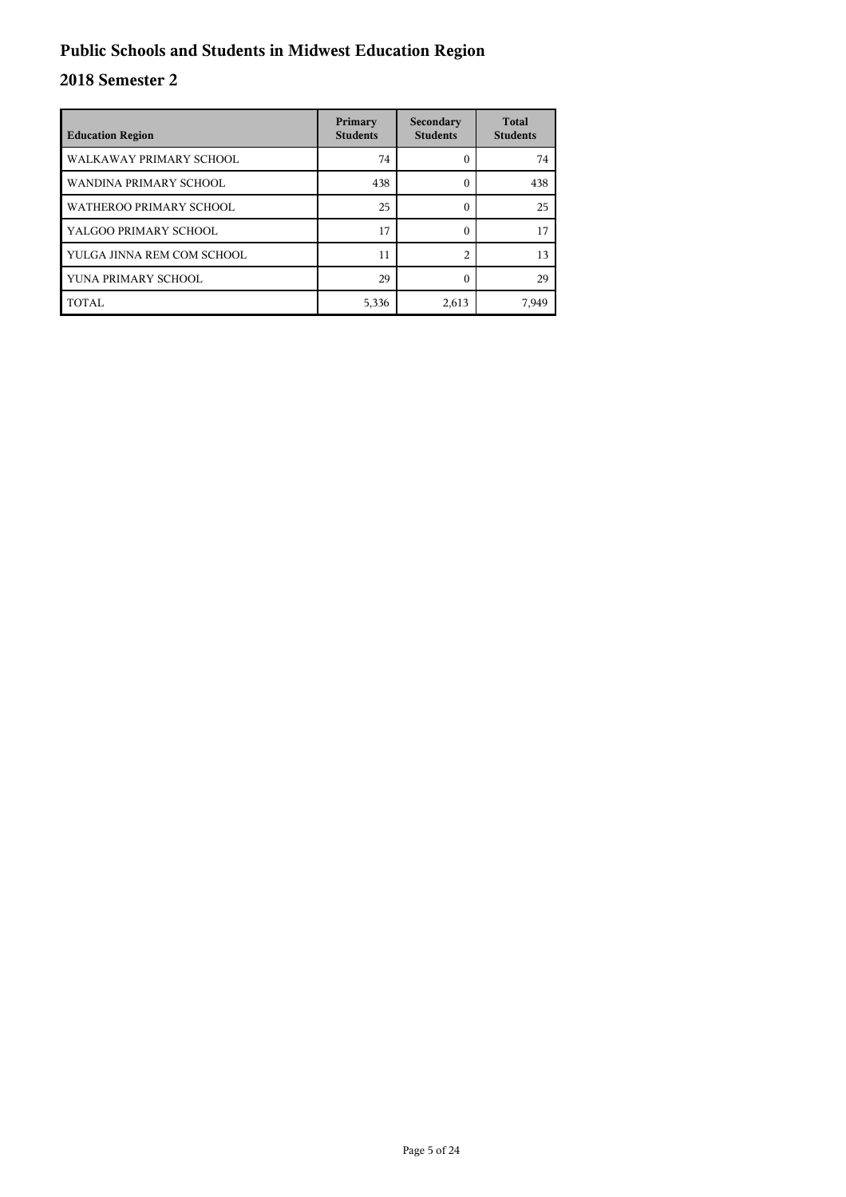# Public Schools and Students in Midwest Education Region

## 2018 Semester 2

| Education Region | Primary Students | Secondary Students | Total Students |
|---|---|---|---|
| WALKAWAY PRIMARY SCHOOL | 74 | 0 | 74 |
| WANDINA PRIMARY SCHOOL | 438 | 0 | 438 |
| WATHEROO PRIMARY SCHOOL | 25 | 0 | 25 |
| YALGOO PRIMARY SCHOOL | 17 | 0 | 17 |
| YULGA JINNA REM COM SCHOOL | 11 | 2 | 13 |
| YUNA PRIMARY SCHOOL | 29 | 0 | 29 |
| TOTAL | 5,336 | 2,613 | 7,949 |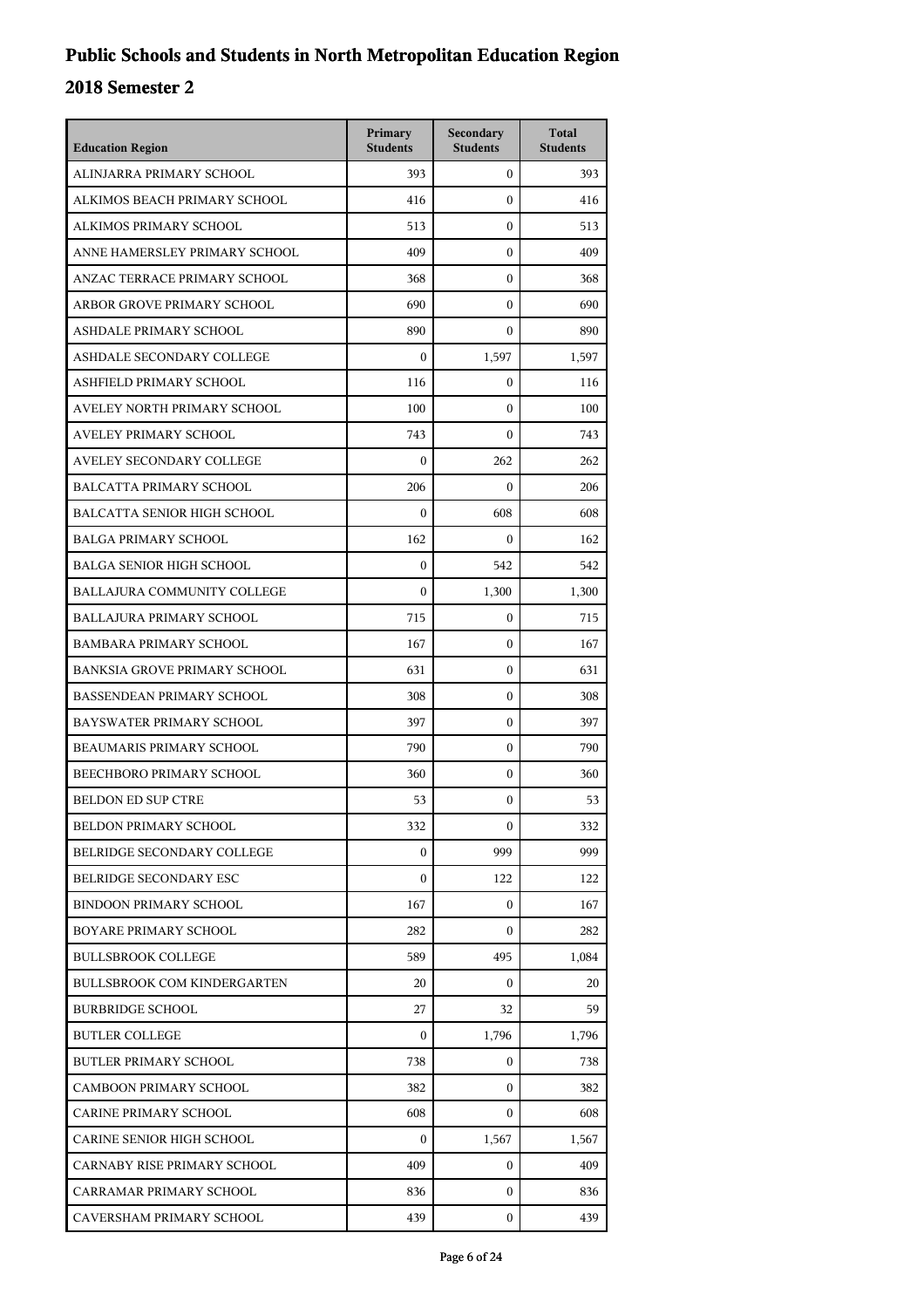# Public Schools and Students in North Metropolitan Education Region

## 2018 Semester 2

| Education Region | Primary Students | Secondary Students | Total Students |
| --- | --- | --- | --- |
| ALINJARRA PRIMARY SCHOOL | 393 | 0 | 393 |
| ALKIMOS BEACH PRIMARY SCHOOL | 416 | 0 | 416 |
| ALKIMOS PRIMARY SCHOOL | 513 | 0 | 513 |
| ANNE HAMERSLEY PRIMARY SCHOOL | 409 | 0 | 409 |
| ANZAC TERRACE PRIMARY SCHOOL | 368 | 0 | 368 |
| ARBOR GROVE PRIMARY SCHOOL | 690 | 0 | 690 |
| ASHDALE PRIMARY SCHOOL | 890 | 0 | 890 |
| ASHDALE SECONDARY COLLEGE | 0 | 1,597 | 1,597 |
| ASHFIELD PRIMARY SCHOOL | 116 | 0 | 116 |
| AVELEY NORTH PRIMARY SCHOOL | 100 | 0 | 100 |
| AVELEY PRIMARY SCHOOL | 743 | 0 | 743 |
| AVELEY SECONDARY COLLEGE | 0 | 262 | 262 |
| BALCATTA PRIMARY SCHOOL | 206 | 0 | 206 |
| BALCATTA SENIOR HIGH SCHOOL | 0 | 608 | 608 |
| BALGA PRIMARY SCHOOL | 162 | 0 | 162 |
| BALGA SENIOR HIGH SCHOOL | 0 | 542 | 542 |
| BALLAJURA COMMUNITY COLLEGE | 0 | 1,300 | 1,300 |
| BALLAJURA PRIMARY SCHOOL | 715 | 0 | 715 |
| BAMBARA PRIMARY SCHOOL | 167 | 0 | 167 |
| BANKSIA GROVE PRIMARY SCHOOL | 631 | 0 | 631 |
| BASSENDEAN PRIMARY SCHOOL | 308 | 0 | 308 |
| BAYSWATER PRIMARY SCHOOL | 397 | 0 | 397 |
| BEAUMARIS PRIMARY SCHOOL | 790 | 0 | 790 |
| BEECHBORO PRIMARY SCHOOL | 360 | 0 | 360 |
| BELDON ED SUP CTRE | 53 | 0 | 53 |
| BELDON PRIMARY SCHOOL | 332 | 0 | 332 |
| BELRIDGE SECONDARY COLLEGE | 0 | 999 | 999 |
| BELRIDGE SECONDARY ESC | 0 | 122 | 122 |
| BINDOON PRIMARY SCHOOL | 167 | 0 | 167 |
| BOYARE PRIMARY SCHOOL | 282 | 0 | 282 |
| BULLSBROOK COLLEGE | 589 | 495 | 1,084 |
| BULLSBROOK COM KINDERGARTEN | 20 | 0 | 20 |
| BURBRIDGE SCHOOL | 27 | 32 | 59 |
| BUTLER COLLEGE | 0 | 1,796 | 1,796 |
| BUTLER PRIMARY SCHOOL | 738 | 0 | 738 |
| CAMBOON PRIMARY SCHOOL | 382 | 0 | 382 |
| CARINE PRIMARY SCHOOL | 608 | 0 | 608 |
| CARINE SENIOR HIGH SCHOOL | 0 | 1,567 | 1,567 |
| CARNABY RISE PRIMARY SCHOOL | 409 | 0 | 409 |
| CARRAMAR PRIMARY SCHOOL | 836 | 0 | 836 |
| CAVERSHAM PRIMARY SCHOOL | 439 | 0 | 439 |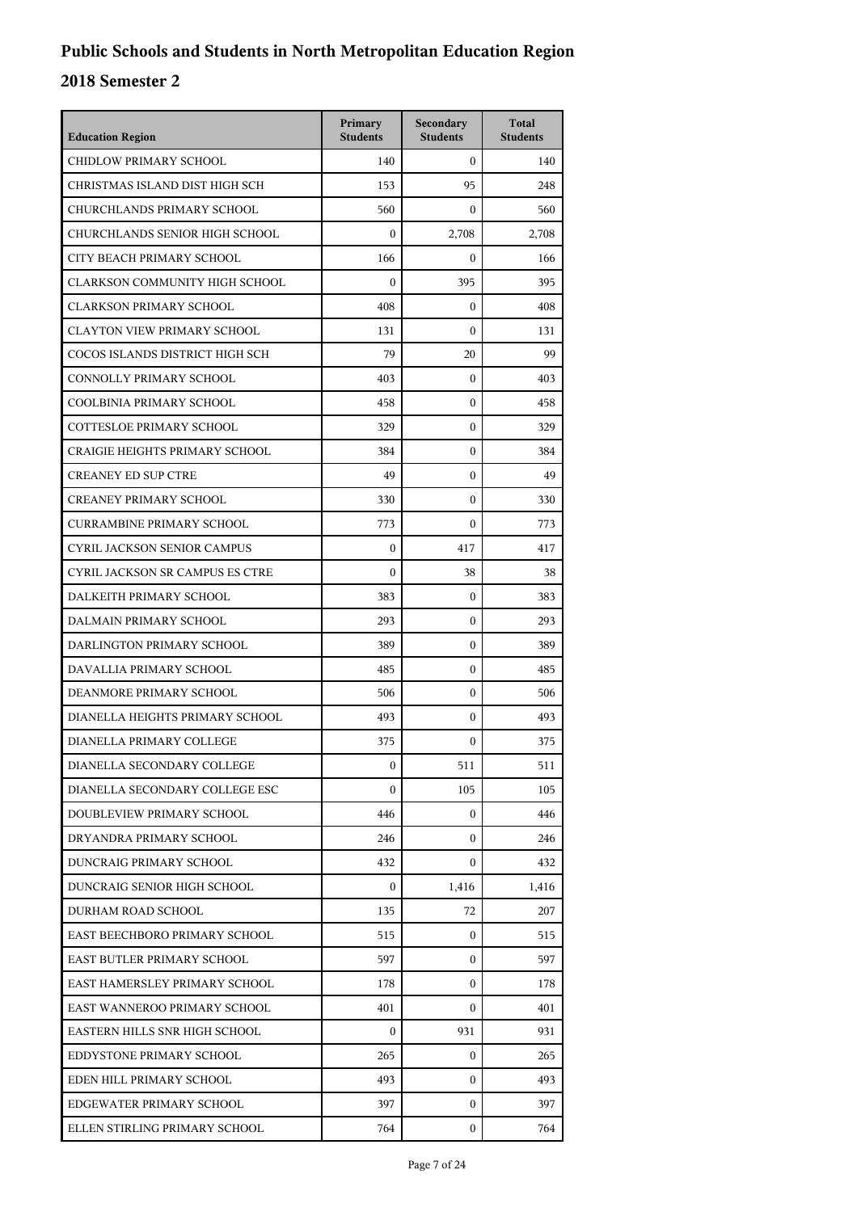# Public Schools and Students in North Metropolitan Education Region

## 2018 Semester 2

| Education Region | Primary Students | Secondary Students | Total Students |
| --- | --- | --- | --- |
| CHIDLOW PRIMARY SCHOOL | 140 | 0 | 140 |
| CHRISTMAS ISLAND DIST HIGH SCH | 153 | 95 | 248 |
| CHURCHLANDS PRIMARY SCHOOL | 560 | 0 | 560 |
| CHURCHLANDS SENIOR HIGH SCHOOL | 0 | 2,708 | 2,708 |
| CITY BEACH PRIMARY SCHOOL | 166 | 0 | 166 |
| CLARKSON COMMUNITY HIGH SCHOOL | 0 | 395 | 395 |
| CLARKSON PRIMARY SCHOOL | 408 | 0 | 408 |
| CLAYTON VIEW PRIMARY SCHOOL | 131 | 0 | 131 |
| COCOS ISLANDS DISTRICT HIGH SCH | 79 | 20 | 99 |
| CONNOLLY PRIMARY SCHOOL | 403 | 0 | 403 |
| COOLBINIA PRIMARY SCHOOL | 458 | 0 | 458 |
| COTTESLOE PRIMARY SCHOOL | 329 | 0 | 329 |
| CRAIGIE HEIGHTS PRIMARY SCHOOL | 384 | 0 | 384 |
| CREANEY ED SUP CTRE | 49 | 0 | 49 |
| CREANEY PRIMARY SCHOOL | 330 | 0 | 330 |
| CURRAMBINE PRIMARY SCHOOL | 773 | 0 | 773 |
| CYRIL JACKSON SENIOR CAMPUS | 0 | 417 | 417 |
| CYRIL JACKSON SR CAMPUS ES CTRE | 0 | 38 | 38 |
| DALKEITH PRIMARY SCHOOL | 383 | 0 | 383 |
| DALMAIN PRIMARY SCHOOL | 293 | 0 | 293 |
| DARLINGTON PRIMARY SCHOOL | 389 | 0 | 389 |
| DAVALLIA PRIMARY SCHOOL | 485 | 0 | 485 |
| DEANMORE PRIMARY SCHOOL | 506 | 0 | 506 |
| DIANELLA HEIGHTS PRIMARY SCHOOL | 493 | 0 | 493 |
| DIANELLA PRIMARY COLLEGE | 375 | 0 | 375 |
| DIANELLA SECONDARY COLLEGE | 0 | 511 | 511 |
| DIANELLA SECONDARY COLLEGE ESC | 0 | 105 | 105 |
| DOUBLEVIEW PRIMARY SCHOOL | 446 | 0 | 446 |
| DRYANDRA PRIMARY SCHOOL | 246 | 0 | 246 |
| DUNCRAIG PRIMARY SCHOOL | 432 | 0 | 432 |
| DUNCRAIG SENIOR HIGH SCHOOL | 0 | 1,416 | 1,416 |
| DURHAM ROAD SCHOOL | 135 | 72 | 207 |
| EAST BEECHBORO PRIMARY SCHOOL | 515 | 0 | 515 |
| EAST BUTLER PRIMARY SCHOOL | 597 | 0 | 597 |
| EAST HAMERSLEY PRIMARY SCHOOL | 178 | 0 | 178 |
| EAST WANNEROO PRIMARY SCHOOL | 401 | 0 | 401 |
| EASTERN HILLS SNR HIGH SCHOOL | 0 | 931 | 931 |
| EDDYSTONE PRIMARY SCHOOL | 265 | 0 | 265 |
| EDEN HILL PRIMARY SCHOOL | 493 | 0 | 493 |
| EDGEWATER PRIMARY SCHOOL | 397 | 0 | 397 |
| ELLEN STIRLING PRIMARY SCHOOL | 764 | 0 | 764 |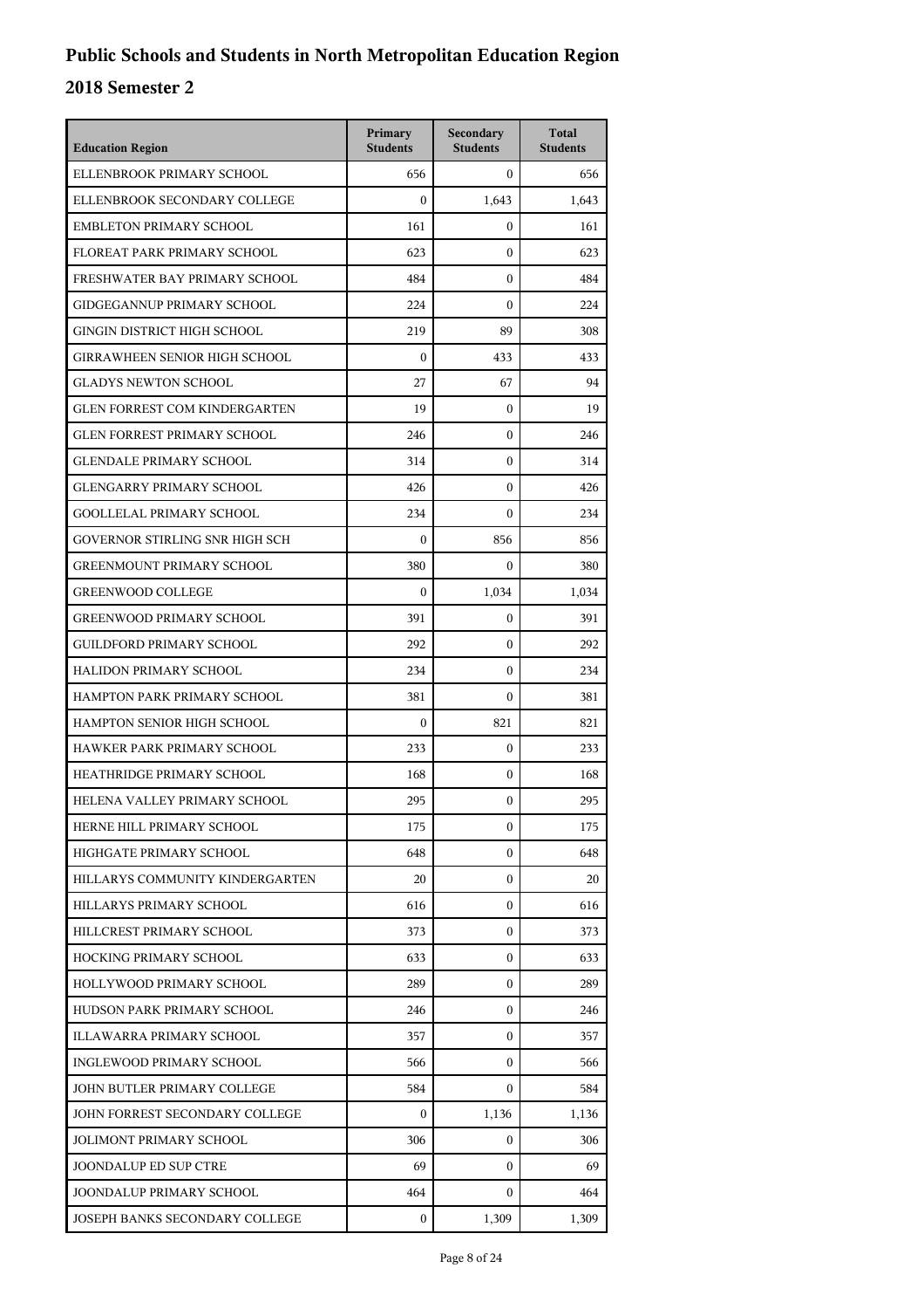# Public Schools and Students in North Metropolitan Education Region

## 2018 Semester 2

| Education Region | Primary Students | Secondary Students | Total Students |
|---|---|---|---|
| ELLENBROOK PRIMARY SCHOOL | 656 | 0 | 656 |
| ELLENBROOK SECONDARY COLLEGE | 0 | 1,643 | 1,643 |
| EMBLETON PRIMARY SCHOOL | 161 | 0 | 161 |
| FLOREAT PARK PRIMARY SCHOOL | 623 | 0 | 623 |
| FRESHWATER BAY PRIMARY SCHOOL | 484 | 0 | 484 |
| GIDGEGANNUP PRIMARY SCHOOL | 224 | 0 | 224 |
| GINGIN DISTRICT HIGH SCHOOL | 219 | 89 | 308 |
| GIRRAWHEEN SENIOR HIGH SCHOOL | 0 | 433 | 433 |
| GLADYS NEWTON SCHOOL | 27 | 67 | 94 |
| GLEN FORREST COM KINDERGARTEN | 19 | 0 | 19 |
| GLEN FORREST PRIMARY SCHOOL | 246 | 0 | 246 |
| GLENDALE PRIMARY SCHOOL | 314 | 0 | 314 |
| GLENGARRY PRIMARY SCHOOL | 426 | 0 | 426 |
| GOOLLELAL PRIMARY SCHOOL | 234 | 0 | 234 |
| GOVERNOR STIRLING SNR HIGH SCH | 0 | 856 | 856 |
| GREENMOUNT PRIMARY SCHOOL | 380 | 0 | 380 |
| GREENWOOD COLLEGE | 0 | 1,034 | 1,034 |
| GREENWOOD PRIMARY SCHOOL | 391 | 0 | 391 |
| GUILDFORD PRIMARY SCHOOL | 292 | 0 | 292 |
| HALIDON PRIMARY SCHOOL | 234 | 0 | 234 |
| HAMPTON PARK PRIMARY SCHOOL | 381 | 0 | 381 |
| HAMPTON SENIOR HIGH SCHOOL | 0 | 821 | 821 |
| HAWKER PARK PRIMARY SCHOOL | 233 | 0 | 233 |
| HEATHRIDGE PRIMARY SCHOOL | 168 | 0 | 168 |
| HELENA VALLEY PRIMARY SCHOOL | 295 | 0 | 295 |
| HERNE HILL PRIMARY SCHOOL | 175 | 0 | 175 |
| HIGHGATE PRIMARY SCHOOL | 648 | 0 | 648 |
| HILLARYS COMMUNITY KINDERGARTEN | 20 | 0 | 20 |
| HILLARYS PRIMARY SCHOOL | 616 | 0 | 616 |
| HILLCREST PRIMARY SCHOOL | 373 | 0 | 373 |
| HOCKING PRIMARY SCHOOL | 633 | 0 | 633 |
| HOLLYWOOD PRIMARY SCHOOL | 289 | 0 | 289 |
| HUDSON PARK PRIMARY SCHOOL | 246 | 0 | 246 |
| ILLAWARRA PRIMARY SCHOOL | 357 | 0 | 357 |
| INGLEWOOD PRIMARY SCHOOL | 566 | 0 | 566 |
| JOHN BUTLER PRIMARY COLLEGE | 584 | 0 | 584 |
| JOHN FORREST SECONDARY COLLEGE | 0 | 1,136 | 1,136 |
| JOLIMONT PRIMARY SCHOOL | 306 | 0 | 306 |
| JOONDALUP ED SUP CTRE | 69 | 0 | 69 |
| JOONDALUP PRIMARY SCHOOL | 464 | 0 | 464 |
| JOSEPH BANKS SECONDARY COLLEGE | 0 | 1,309 | 1,309 |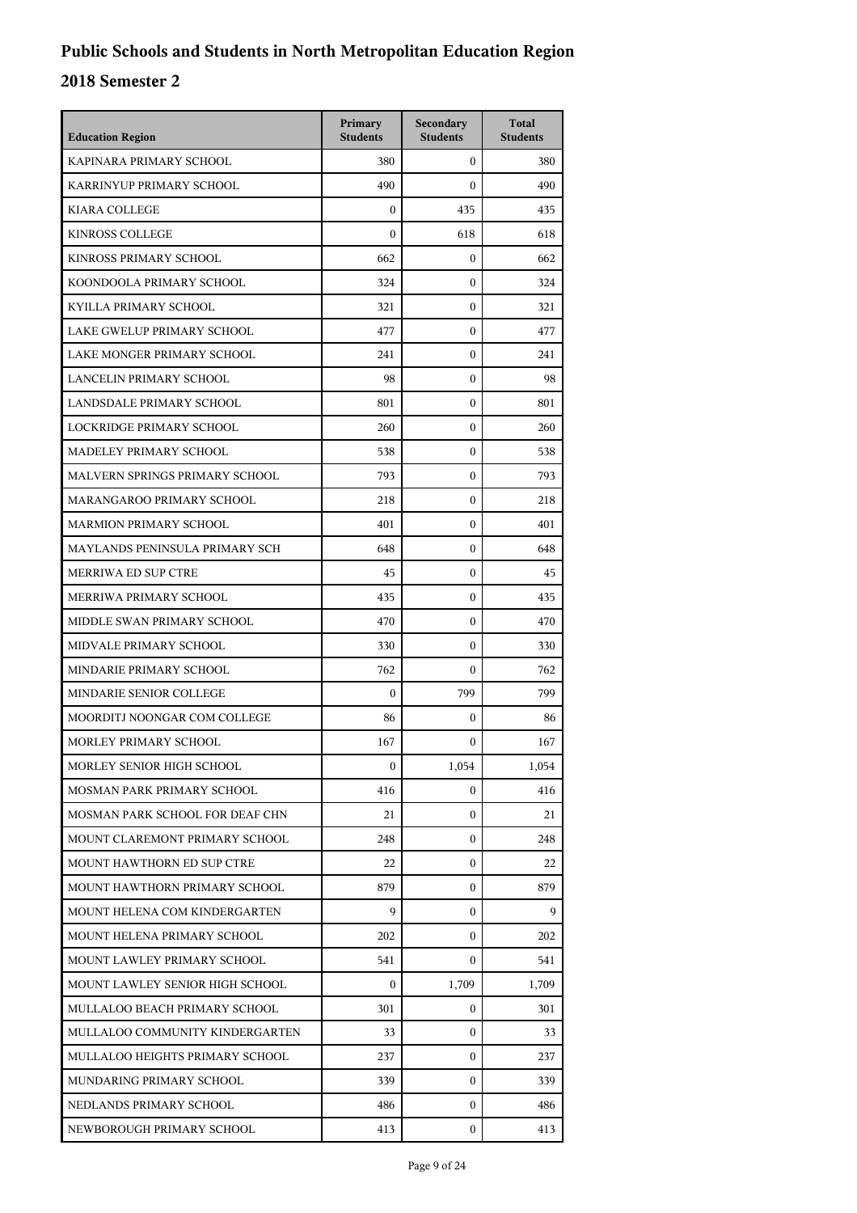# Public Schools and Students in North Metropolitan Education Region

## 2018 Semester 2

| Education Region | Primary Students | Secondary Students | Total Students |
|---|---|---|---|
| KAPINARA PRIMARY SCHOOL | 380 | 0 | 380 |
| KARRINYUP PRIMARY SCHOOL | 490 | 0 | 490 |
| KIARA COLLEGE | 0 | 435 | 435 |
| KINROSS COLLEGE | 0 | 618 | 618 |
| KINROSS PRIMARY SCHOOL | 662 | 0 | 662 |
| KOONDOOLA PRIMARY SCHOOL | 324 | 0 | 324 |
| KYILLA PRIMARY SCHOOL | 321 | 0 | 321 |
| LAKE GWELUP PRIMARY SCHOOL | 477 | 0 | 477 |
| LAKE MONGER PRIMARY SCHOOL | 241 | 0 | 241 |
| LANCELIN PRIMARY SCHOOL | 98 | 0 | 98 |
| LANDSDALE PRIMARY SCHOOL | 801 | 0 | 801 |
| LOCKRIDGE PRIMARY SCHOOL | 260 | 0 | 260 |
| MADELEY PRIMARY SCHOOL | 538 | 0 | 538 |
| MALVERN SPRINGS PRIMARY SCHOOL | 793 | 0 | 793 |
| MARANGAROO PRIMARY SCHOOL | 218 | 0 | 218 |
| MARMION PRIMARY SCHOOL | 401 | 0 | 401 |
| MAYLANDS PENINSULA PRIMARY SCH | 648 | 0 | 648 |
| MERRIWA ED SUP CTRE | 45 | 0 | 45 |
| MERRIWA PRIMARY SCHOOL | 435 | 0 | 435 |
| MIDDLE SWAN PRIMARY SCHOOL | 470 | 0 | 470 |
| MIDVALE PRIMARY SCHOOL | 330 | 0 | 330 |
| MINDARIE PRIMARY SCHOOL | 762 | 0 | 762 |
| MINDARIE SENIOR COLLEGE | 0 | 799 | 799 |
| MOORDITJ NOONGAR COM COLLEGE | 86 | 0 | 86 |
| MORLEY PRIMARY SCHOOL | 167 | 0 | 167 |
| MORLEY SENIOR HIGH SCHOOL | 0 | 1,054 | 1,054 |
| MOSMAN PARK PRIMARY SCHOOL | 416 | 0 | 416 |
| MOSMAN PARK SCHOOL FOR DEAF CHN | 21 | 0 | 21 |
| MOUNT CLAREMONT PRIMARY SCHOOL | 248 | 0 | 248 |
| MOUNT HAWTHORN ED SUP CTRE | 22 | 0 | 22 |
| MOUNT HAWTHORN PRIMARY SCHOOL | 879 | 0 | 879 |
| MOUNT HELENA COM KINDERGARTEN | 9 | 0 | 9 |
| MOUNT HELENA PRIMARY SCHOOL | 202 | 0 | 202 |
| MOUNT LAWLEY PRIMARY SCHOOL | 541 | 0 | 541 |
| MOUNT LAWLEY SENIOR HIGH SCHOOL | 0 | 1,709 | 1,709 |
| MULLALOO BEACH PRIMARY SCHOOL | 301 | 0 | 301 |
| MULLALOO COMMUNITY KINDERGARTEN | 33 | 0 | 33 |
| MULLALOO HEIGHTS PRIMARY SCHOOL | 237 | 0 | 237 |
| MUNDARING PRIMARY SCHOOL | 339 | 0 | 339 |
| NEDLANDS PRIMARY SCHOOL | 486 | 0 | 486 |
| NEWBOROUGH PRIMARY SCHOOL | 413 | 0 | 413 |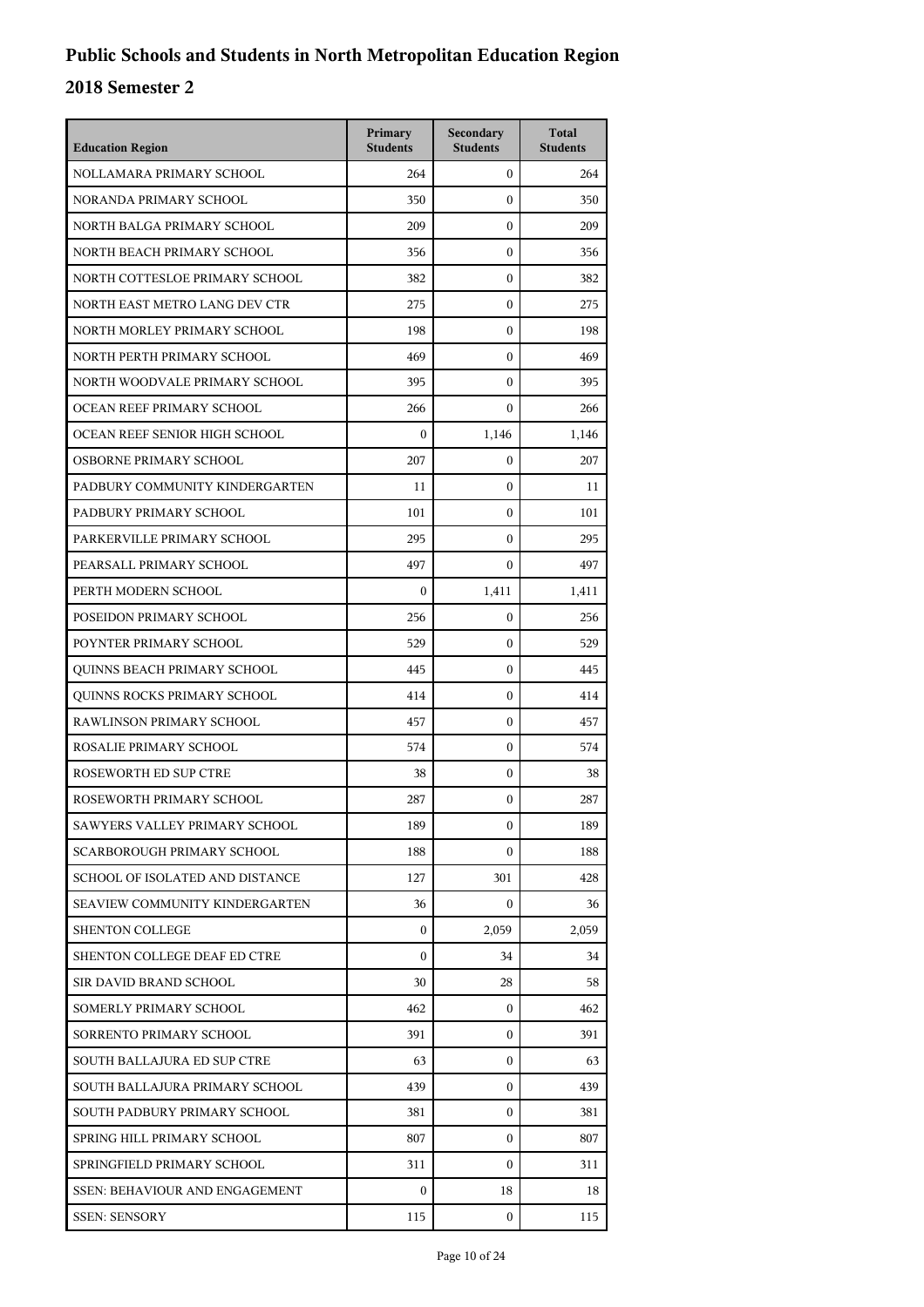# Public Schools and Students in North Metropolitan Education Region

## 2018 Semester 2

| Education Region | Primary Students | Secondary Students | Total Students |
|---|---|---|---|
| NOLLAMARA PRIMARY SCHOOL | 264 | 0 | 264 |
| NORANDA PRIMARY SCHOOL | 350 | 0 | 350 |
| NORTH BALGA PRIMARY SCHOOL | 209 | 0 | 209 |
| NORTH BEACH PRIMARY SCHOOL | 356 | 0 | 356 |
| NORTH COTTESLOE PRIMARY SCHOOL | 382 | 0 | 382 |
| NORTH EAST METRO LANG DEV CTR | 275 | 0 | 275 |
| NORTH MORLEY PRIMARY SCHOOL | 198 | 0 | 198 |
| NORTH PERTH PRIMARY SCHOOL | 469 | 0 | 469 |
| NORTH WOODVALE PRIMARY SCHOOL | 395 | 0 | 395 |
| OCEAN REEF PRIMARY SCHOOL | 266 | 0 | 266 |
| OCEAN REEF SENIOR HIGH SCHOOL | 0 | 1,146 | 1,146 |
| OSBORNE PRIMARY SCHOOL | 207 | 0 | 207 |
| PADBURY COMMUNITY KINDERGARTEN | 11 | 0 | 11 |
| PADBURY PRIMARY SCHOOL | 101 | 0 | 101 |
| PARKERVILLE PRIMARY SCHOOL | 295 | 0 | 295 |
| PEARSALL PRIMARY SCHOOL | 497 | 0 | 497 |
| PERTH MODERN SCHOOL | 0 | 1,411 | 1,411 |
| POSEIDON PRIMARY SCHOOL | 256 | 0 | 256 |
| POYNTER PRIMARY SCHOOL | 529 | 0 | 529 |
| QUINNS BEACH PRIMARY SCHOOL | 445 | 0 | 445 |
| QUINNS ROCKS PRIMARY SCHOOL | 414 | 0 | 414 |
| RAWLINSON PRIMARY SCHOOL | 457 | 0 | 457 |
| ROSALIE PRIMARY SCHOOL | 574 | 0 | 574 |
| ROSEWORTH ED SUP CTRE | 38 | 0 | 38 |
| ROSEWORTH PRIMARY SCHOOL | 287 | 0 | 287 |
| SAWYERS VALLEY PRIMARY SCHOOL | 189 | 0 | 189 |
| SCARBOROUGH PRIMARY SCHOOL | 188 | 0 | 188 |
| SCHOOL OF ISOLATED AND DISTANCE | 127 | 301 | 428 |
| SEAVIEW COMMUNITY KINDERGARTEN | 36 | 0 | 36 |
| SHENTON COLLEGE | 0 | 2,059 | 2,059 |
| SHENTON COLLEGE DEAF ED CTRE | 0 | 34 | 34 |
| SIR DAVID BRAND SCHOOL | 30 | 28 | 58 |
| SOMERLY PRIMARY SCHOOL | 462 | 0 | 462 |
| SORRENTO PRIMARY SCHOOL | 391 | 0 | 391 |
| SOUTH BALLAJURA ED SUP CTRE | 63 | 0 | 63 |
| SOUTH BALLAJURA PRIMARY SCHOOL | 439 | 0 | 439 |
| SOUTH PADBURY PRIMARY SCHOOL | 381 | 0 | 381 |
| SPRING HILL PRIMARY SCHOOL | 807 | 0 | 807 |
| SPRINGFIELD PRIMARY SCHOOL | 311 | 0 | 311 |
| SSEN: BEHAVIOUR AND ENGAGEMENT | 0 | 18 | 18 |
| SSEN: SENSORY | 115 | 0 | 115 |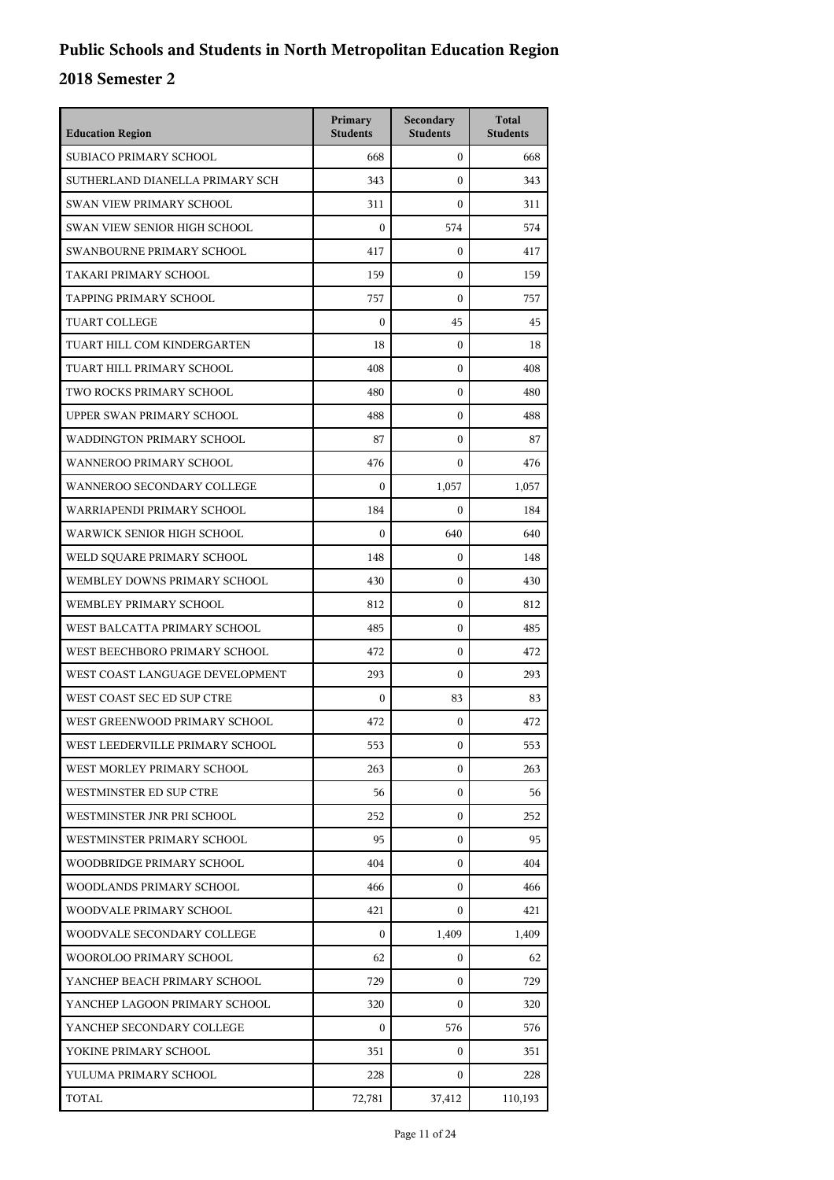# Public Schools and Students in North Metropolitan Education Region

## 2018 Semester 2

| Education Region | Primary Students | Secondary Students | Total Students |
|---|---|---|---|
| SUBIACO PRIMARY SCHOOL | 668 | 0 | 668 |
| SUTHERLAND DIANELLA PRIMARY SCH | 343 | 0 | 343 |
| SWAN VIEW PRIMARY SCHOOL | 311 | 0 | 311 |
| SWAN VIEW SENIOR HIGH SCHOOL | 0 | 574 | 574 |
| SWANBOURNE PRIMARY SCHOOL | 417 | 0 | 417 |
| TAKARI PRIMARY SCHOOL | 159 | 0 | 159 |
| TAPPING PRIMARY SCHOOL | 757 | 0 | 757 |
| TUART COLLEGE | 0 | 45 | 45 |
| TUART HILL COM KINDERGARTEN | 18 | 0 | 18 |
| TUART HILL PRIMARY SCHOOL | 408 | 0 | 408 |
| TWO ROCKS PRIMARY SCHOOL | 480 | 0 | 480 |
| UPPER SWAN PRIMARY SCHOOL | 488 | 0 | 488 |
| WADDINGTON PRIMARY SCHOOL | 87 | 0 | 87 |
| WANNEROO PRIMARY SCHOOL | 476 | 0 | 476 |
| WANNEROO SECONDARY COLLEGE | 0 | 1,057 | 1,057 |
| WARRIAPENDI PRIMARY SCHOOL | 184 | 0 | 184 |
| WARWICK SENIOR HIGH SCHOOL | 0 | 640 | 640 |
| WELD SQUARE PRIMARY SCHOOL | 148 | 0 | 148 |
| WEMBLEY DOWNS PRIMARY SCHOOL | 430 | 0 | 430 |
| WEMBLEY PRIMARY SCHOOL | 812 | 0 | 812 |
| WEST BALCATTA PRIMARY SCHOOL | 485 | 0 | 485 |
| WEST BEECHBORO PRIMARY SCHOOL | 472 | 0 | 472 |
| WEST COAST LANGUAGE DEVELOPMENT | 293 | 0 | 293 |
| WEST COAST SEC ED SUP CTRE | 0 | 83 | 83 |
| WEST GREENWOOD PRIMARY SCHOOL | 472 | 0 | 472 |
| WEST LEEDERVILLE PRIMARY SCHOOL | 553 | 0 | 553 |
| WEST MORLEY PRIMARY SCHOOL | 263 | 0 | 263 |
| WESTMINSTER ED SUP CTRE | 56 | 0 | 56 |
| WESTMINSTER JNR PRI SCHOOL | 252 | 0 | 252 |
| WESTMINSTER PRIMARY SCHOOL | 95 | 0 | 95 |
| WOODBRIDGE PRIMARY SCHOOL | 404 | 0 | 404 |
| WOODLANDS PRIMARY SCHOOL | 466 | 0 | 466 |
| WOODVALE PRIMARY SCHOOL | 421 | 0 | 421 |
| WOODVALE SECONDARY COLLEGE | 0 | 1,409 | 1,409 |
| WOOROLOO PRIMARY SCHOOL | 62 | 0 | 62 |
| YANCHEP BEACH PRIMARY SCHOOL | 729 | 0 | 729 |
| YANCHEP LAGOON PRIMARY SCHOOL | 320 | 0 | 320 |
| YANCHEP SECONDARY COLLEGE | 0 | 576 | 576 |
| YOKINE PRIMARY SCHOOL | 351 | 0 | 351 |
| YULUMA PRIMARY SCHOOL | 228 | 0 | 228 |
| TOTAL | 72,781 | 37,412 | 110,193 |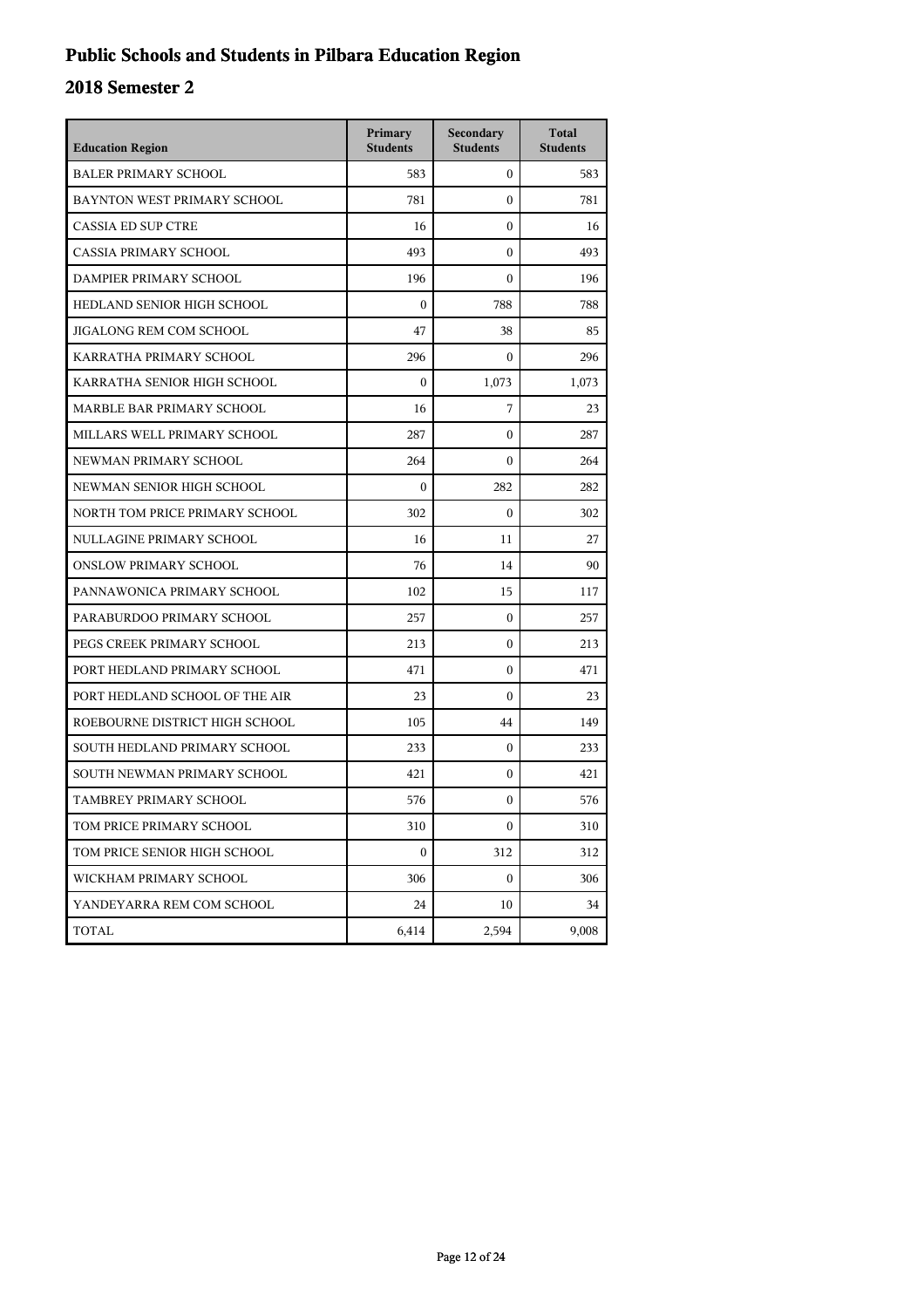# Public Schools and Students in Pilbara Education Region

## 2018 Semester 2

| Education Region | Primary Students | Secondary Students | Total Students |
|---|---|---|---|
| BALER PRIMARY SCHOOL | 583 | 0 | 583 |
| BAYNTON WEST PRIMARY SCHOOL | 781 | 0 | 781 |
| CASSIA ED SUP CTRE | 16 | 0 | 16 |
| CASSIA PRIMARY SCHOOL | 493 | 0 | 493 |
| DAMPIER PRIMARY SCHOOL | 196 | 0 | 196 |
| HEDLAND SENIOR HIGH SCHOOL | 0 | 788 | 788 |
| JIGALONG REM COM SCHOOL | 47 | 38 | 85 |
| KARRATHA PRIMARY SCHOOL | 296 | 0 | 296 |
| KARRATHA SENIOR HIGH SCHOOL | 0 | 1,073 | 1,073 |
| MARBLE BAR PRIMARY SCHOOL | 16 | 7 | 23 |
| MILLARS WELL PRIMARY SCHOOL | 287 | 0 | 287 |
| NEWMAN PRIMARY SCHOOL | 264 | 0 | 264 |
| NEWMAN SENIOR HIGH SCHOOL | 0 | 282 | 282 |
| NORTH TOM PRICE PRIMARY SCHOOL | 302 | 0 | 302 |
| NULLAGINE PRIMARY SCHOOL | 16 | 11 | 27 |
| ONSLOW PRIMARY SCHOOL | 76 | 14 | 90 |
| PANNAWONICA PRIMARY SCHOOL | 102 | 15 | 117 |
| PARABURDOO PRIMARY SCHOOL | 257 | 0 | 257 |
| PEGS CREEK PRIMARY SCHOOL | 213 | 0 | 213 |
| PORT HEDLAND PRIMARY SCHOOL | 471 | 0 | 471 |
| PORT HEDLAND SCHOOL OF THE AIR | 23 | 0 | 23 |
| ROEBOURNE DISTRICT HIGH SCHOOL | 105 | 44 | 149 |
| SOUTH HEDLAND PRIMARY SCHOOL | 233 | 0 | 233 |
| SOUTH NEWMAN PRIMARY SCHOOL | 421 | 0 | 421 |
| TAMBREY PRIMARY SCHOOL | 576 | 0 | 576 |
| TOM PRICE PRIMARY SCHOOL | 310 | 0 | 310 |
| TOM PRICE SENIOR HIGH SCHOOL | 0 | 312 | 312 |
| WICKHAM PRIMARY SCHOOL | 306 | 0 | 306 |
| YANDEYARRA REM COM SCHOOL | 24 | 10 | 34 |
| TOTAL | 6,414 | 2,594 | 9,008 |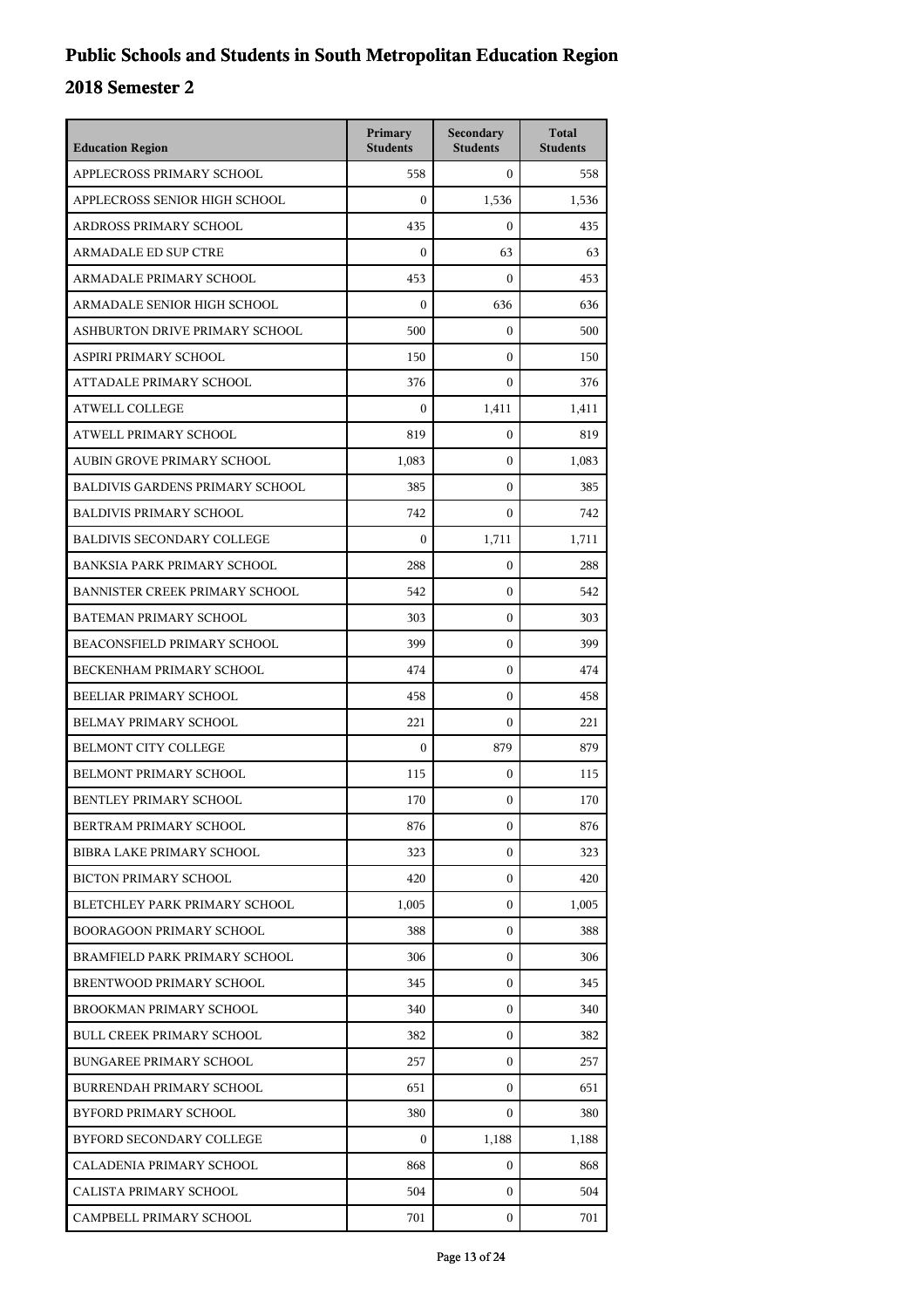# Public Schools and Students in South Metropolitan Education Region

## 2018 Semester 2

| Education Region | Primary Students | Secondary Students | Total Students |
| --- | --- | --- | --- |
| APPLECROSS PRIMARY SCHOOL | 558 | 0 | 558 |
| APPLECROSS SENIOR HIGH SCHOOL | 0 | 1,536 | 1,536 |
| ARDROSS PRIMARY SCHOOL | 435 | 0 | 435 |
| ARMADALE ED SUP CTRE | 0 | 63 | 63 |
| ARMADALE PRIMARY SCHOOL | 453 | 0 | 453 |
| ARMADALE SENIOR HIGH SCHOOL | 0 | 636 | 636 |
| ASHBURTON DRIVE PRIMARY SCHOOL | 500 | 0 | 500 |
| ASPIRI PRIMARY SCHOOL | 150 | 0 | 150 |
| ATTADALE PRIMARY SCHOOL | 376 | 0 | 376 |
| ATWELL COLLEGE | 0 | 1,411 | 1,411 |
| ATWELL PRIMARY SCHOOL | 819 | 0 | 819 |
| AUBIN GROVE PRIMARY SCHOOL | 1,083 | 0 | 1,083 |
| BALDIVIS GARDENS PRIMARY SCHOOL | 385 | 0 | 385 |
| BALDIVIS PRIMARY SCHOOL | 742 | 0 | 742 |
| BALDIVIS SECONDARY COLLEGE | 0 | 1,711 | 1,711 |
| BANKSIA PARK PRIMARY SCHOOL | 288 | 0 | 288 |
| BANNISTER CREEK PRIMARY SCHOOL | 542 | 0 | 542 |
| BATEMAN PRIMARY SCHOOL | 303 | 0 | 303 |
| BEACONSFIELD PRIMARY SCHOOL | 399 | 0 | 399 |
| BECKENHAM PRIMARY SCHOOL | 474 | 0 | 474 |
| BEELIAR PRIMARY SCHOOL | 458 | 0 | 458 |
| BELMAY PRIMARY SCHOOL | 221 | 0 | 221 |
| BELMONT CITY COLLEGE | 0 | 879 | 879 |
| BELMONT PRIMARY SCHOOL | 115 | 0 | 115 |
| BENTLEY PRIMARY SCHOOL | 170 | 0 | 170 |
| BERTRAM PRIMARY SCHOOL | 876 | 0 | 876 |
| BIBRA LAKE PRIMARY SCHOOL | 323 | 0 | 323 |
| BICTON PRIMARY SCHOOL | 420 | 0 | 420 |
| BLETCHLEY PARK PRIMARY SCHOOL | 1,005 | 0 | 1,005 |
| BOORAGOON PRIMARY SCHOOL | 388 | 0 | 388 |
| BRAMFIELD PARK PRIMARY SCHOOL | 306 | 0 | 306 |
| BRENTWOOD PRIMARY SCHOOL | 345 | 0 | 345 |
| BROOKMAN PRIMARY SCHOOL | 340 | 0 | 340 |
| BULL CREEK PRIMARY SCHOOL | 382 | 0 | 382 |
| BUNGAREE PRIMARY SCHOOL | 257 | 0 | 257 |
| BURRENDAH PRIMARY SCHOOL | 651 | 0 | 651 |
| BYFORD PRIMARY SCHOOL | 380 | 0 | 380 |
| BYFORD SECONDARY COLLEGE | 0 | 1,188 | 1,188 |
| CALADENIA PRIMARY SCHOOL | 868 | 0 | 868 |
| CALISTA PRIMARY SCHOOL | 504 | 0 | 504 |
| CAMPBELL PRIMARY SCHOOL | 701 | 0 | 701 |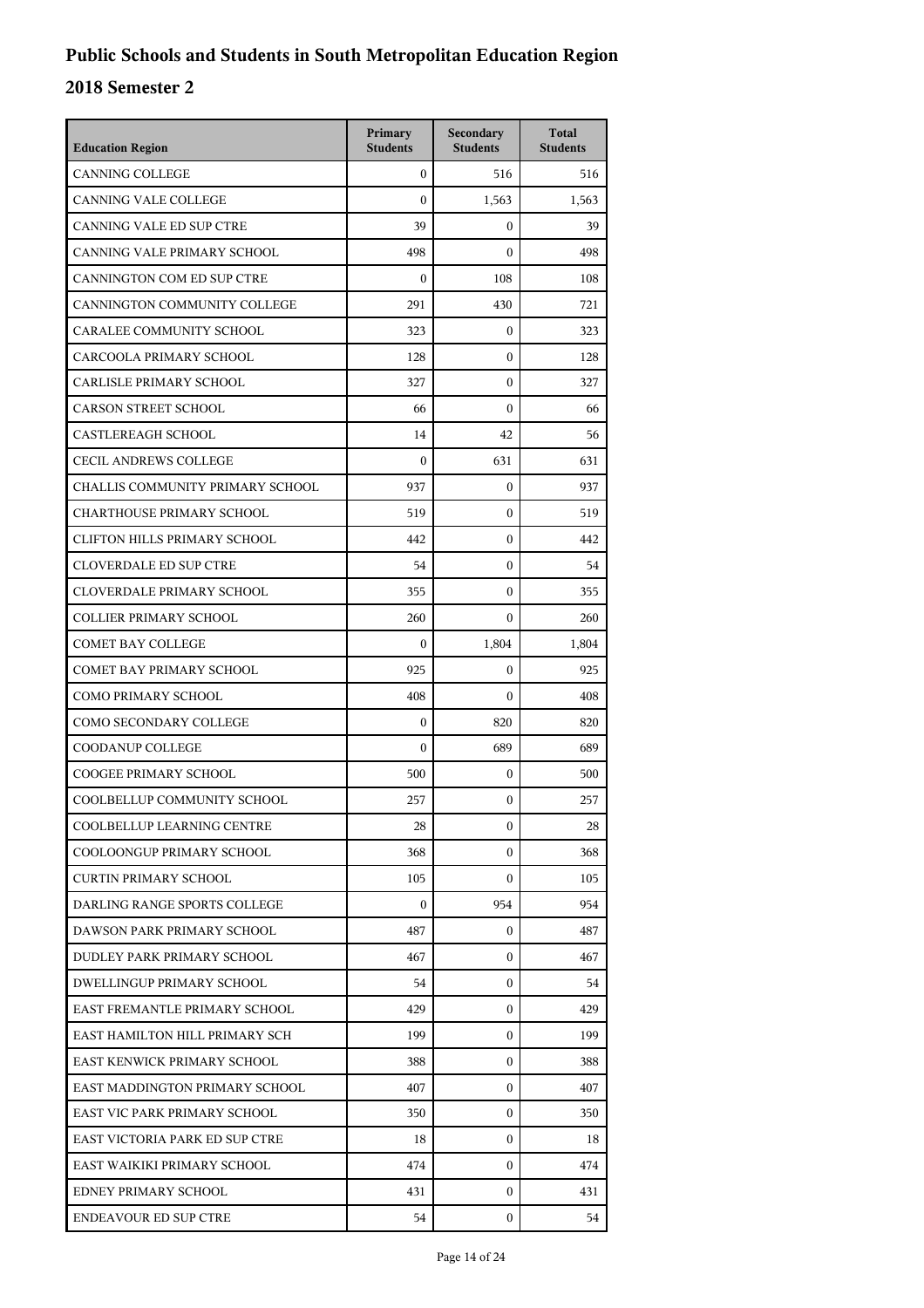# Public Schools and Students in South Metropolitan Education Region

## 2018 Semester 2

| Education Region | Primary Students | Secondary Students | Total Students |
|---|---|---|---|
| CANNING COLLEGE | 0 | 516 | 516 |
| CANNING VALE COLLEGE | 0 | 1,563 | 1,563 |
| CANNING VALE ED SUP CTRE | 39 | 0 | 39 |
| CANNING VALE PRIMARY SCHOOL | 498 | 0 | 498 |
| CANNINGTON COM ED SUP CTRE | 0 | 108 | 108 |
| CANNINGTON COMMUNITY COLLEGE | 291 | 430 | 721 |
| CARALEE COMMUNITY SCHOOL | 323 | 0 | 323 |
| CARCOOLA PRIMARY SCHOOL | 128 | 0 | 128 |
| CARLISLE PRIMARY SCHOOL | 327 | 0 | 327 |
| CARSON STREET SCHOOL | 66 | 0 | 66 |
| CASTLEREAGH SCHOOL | 14 | 42 | 56 |
| CECIL ANDREWS COLLEGE | 0 | 631 | 631 |
| CHALLIS COMMUNITY PRIMARY SCHOOL | 937 | 0 | 937 |
| CHARTHOUSE PRIMARY SCHOOL | 519 | 0 | 519 |
| CLIFTON HILLS PRIMARY SCHOOL | 442 | 0 | 442 |
| CLOVERDALE ED SUP CTRE | 54 | 0 | 54 |
| CLOVERDALE PRIMARY SCHOOL | 355 | 0 | 355 |
| COLLIER PRIMARY SCHOOL | 260 | 0 | 260 |
| COMET BAY COLLEGE | 0 | 1,804 | 1,804 |
| COMET BAY PRIMARY SCHOOL | 925 | 0 | 925 |
| COMO PRIMARY SCHOOL | 408 | 0 | 408 |
| COMO SECONDARY COLLEGE | 0 | 820 | 820 |
| COODANUP COLLEGE | 0 | 689 | 689 |
| COOGEE PRIMARY SCHOOL | 500 | 0 | 500 |
| COOLBELLUP COMMUNITY SCHOOL | 257 | 0 | 257 |
| COOLBELLUP LEARNING CENTRE | 28 | 0 | 28 |
| COOLOONGUP PRIMARY SCHOOL | 368 | 0 | 368 |
| CURTIN PRIMARY SCHOOL | 105 | 0 | 105 |
| DARLING RANGE SPORTS COLLEGE | 0 | 954 | 954 |
| DAWSON PARK PRIMARY SCHOOL | 487 | 0 | 487 |
| DUDLEY PARK PRIMARY SCHOOL | 467 | 0 | 467 |
| DWELLINGUP PRIMARY SCHOOL | 54 | 0 | 54 |
| EAST FREMANTLE PRIMARY SCHOOL | 429 | 0 | 429 |
| EAST HAMILTON HILL PRIMARY SCH | 199 | 0 | 199 |
| EAST KENWICK PRIMARY SCHOOL | 388 | 0 | 388 |
| EAST MADDINGTON PRIMARY SCHOOL | 407 | 0 | 407 |
| EAST VIC PARK PRIMARY SCHOOL | 350 | 0 | 350 |
| EAST VICTORIA PARK ED SUP CTRE | 18 | 0 | 18 |
| EAST WAIKIKI PRIMARY SCHOOL | 474 | 0 | 474 |
| EDNEY PRIMARY SCHOOL | 431 | 0 | 431 |
| ENDEAVOUR ED SUP CTRE | 54 | 0 | 54 |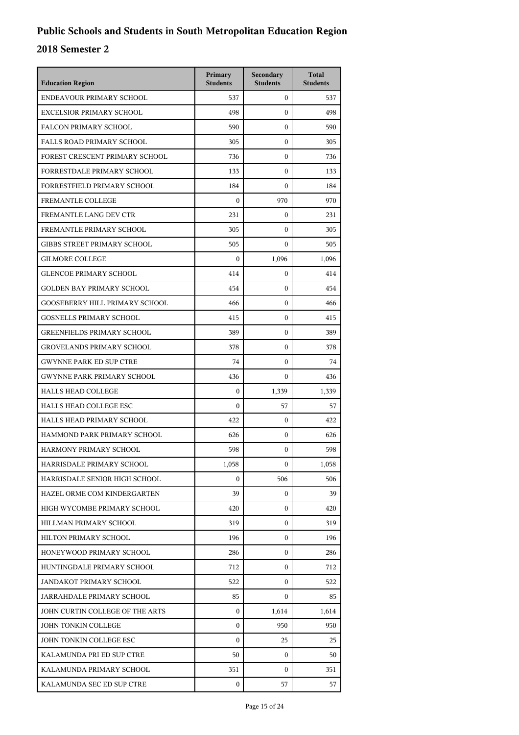# Public Schools and Students in South Metropolitan Education Region

## 2018 Semester 2

| Education Region | Primary Students | Secondary Students | Total Students |
|---|---|---|---|
| ENDEAVOUR PRIMARY SCHOOL | 537 | 0 | 537 |
| EXCELSIOR PRIMARY SCHOOL | 498 | 0 | 498 |
| FALCON PRIMARY SCHOOL | 590 | 0 | 590 |
| FALLS ROAD PRIMARY SCHOOL | 305 | 0 | 305 |
| FOREST CRESCENT PRIMARY SCHOOL | 736 | 0 | 736 |
| FORRESTDALE PRIMARY SCHOOL | 133 | 0 | 133 |
| FORRESTFIELD PRIMARY SCHOOL | 184 | 0 | 184 |
| FREMANTLE COLLEGE | 0 | 970 | 970 |
| FREMANTLE LANG DEV CTR | 231 | 0 | 231 |
| FREMANTLE PRIMARY SCHOOL | 305 | 0 | 305 |
| GIBBS STREET PRIMARY SCHOOL | 505 | 0 | 505 |
| GILMORE COLLEGE | 0 | 1,096 | 1,096 |
| GLENCOE PRIMARY SCHOOL | 414 | 0 | 414 |
| GOLDEN BAY PRIMARY SCHOOL | 454 | 0 | 454 |
| GOOSEBERRY HILL PRIMARY SCHOOL | 466 | 0 | 466 |
| GOSNELLS PRIMARY SCHOOL | 415 | 0 | 415 |
| GREENFIELDS PRIMARY SCHOOL | 389 | 0 | 389 |
| GROVELANDS PRIMARY SCHOOL | 378 | 0 | 378 |
| GWYNNE PARK ED SUP CTRE | 74 | 0 | 74 |
| GWYNNE PARK PRIMARY SCHOOL | 436 | 0 | 436 |
| HALLS HEAD COLLEGE | 0 | 1,339 | 1,339 |
| HALLS HEAD COLLEGE ESC | 0 | 57 | 57 |
| HALLS HEAD PRIMARY SCHOOL | 422 | 0 | 422 |
| HAMMOND PARK PRIMARY SCHOOL | 626 | 0 | 626 |
| HARMONY PRIMARY SCHOOL | 598 | 0 | 598 |
| HARRISDALE PRIMARY SCHOOL | 1,058 | 0 | 1,058 |
| HARRISDALE SENIOR HIGH SCHOOL | 0 | 506 | 506 |
| HAZEL ORME COM KINDERGARTEN | 39 | 0 | 39 |
| HIGH WYCOMBE PRIMARY SCHOOL | 420 | 0 | 420 |
| HILLMAN PRIMARY SCHOOL | 319 | 0 | 319 |
| HILTON PRIMARY SCHOOL | 196 | 0 | 196 |
| HONEYWOOD PRIMARY SCHOOL | 286 | 0 | 286 |
| HUNTINGDALE PRIMARY SCHOOL | 712 | 0 | 712 |
| JANDAKOT PRIMARY SCHOOL | 522 | 0 | 522 |
| JARRAHDALE PRIMARY SCHOOL | 85 | 0 | 85 |
| JOHN CURTIN COLLEGE OF THE ARTS | 0 | 1,614 | 1,614 |
| JOHN TONKIN COLLEGE | 0 | 950 | 950 |
| JOHN TONKIN COLLEGE ESC | 0 | 25 | 25 |
| KALAMUNDA PRI ED SUP CTRE | 50 | 0 | 50 |
| KALAMUNDA PRIMARY SCHOOL | 351 | 0 | 351 |
| KALAMUNDA SEC ED SUP CTRE | 0 | 57 | 57 |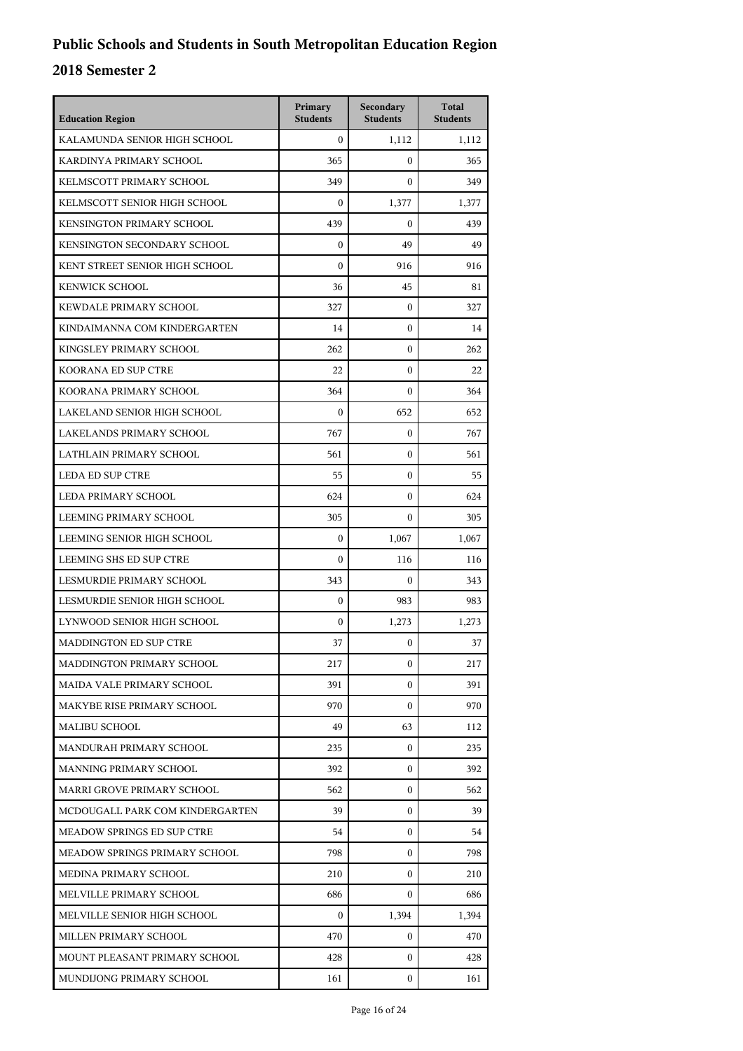# Public Schools and Students in South Metropolitan Education Region

## 2018 Semester 2

| Education Region | Primary Students | Secondary Students | Total Students |
|---|---|---|---|
| KALAMUNDA SENIOR HIGH SCHOOL | 0 | 1,112 | 1,112 |
| KARDINYA PRIMARY SCHOOL | 365 | 0 | 365 |
| KELMSCOTT PRIMARY SCHOOL | 349 | 0 | 349 |
| KELMSCOTT SENIOR HIGH SCHOOL | 0 | 1,377 | 1,377 |
| KENSINGTON PRIMARY SCHOOL | 439 | 0 | 439 |
| KENSINGTON SECONDARY SCHOOL | 0 | 49 | 49 |
| KENT STREET SENIOR HIGH SCHOOL | 0 | 916 | 916 |
| KENWICK SCHOOL | 36 | 45 | 81 |
| KEWDALE PRIMARY SCHOOL | 327 | 0 | 327 |
| KINDAIMANNA COM KINDERGARTEN | 14 | 0 | 14 |
| KINGSLEY PRIMARY SCHOOL | 262 | 0 | 262 |
| KOORANA ED SUP CTRE | 22 | 0 | 22 |
| KOORANA PRIMARY SCHOOL | 364 | 0 | 364 |
| LAKELAND SENIOR HIGH SCHOOL | 0 | 652 | 652 |
| LAKELANDS PRIMARY SCHOOL | 767 | 0 | 767 |
| LATHLAIN PRIMARY SCHOOL | 561 | 0 | 561 |
| LEDA ED SUP CTRE | 55 | 0 | 55 |
| LEDA PRIMARY SCHOOL | 624 | 0 | 624 |
| LEEMING PRIMARY SCHOOL | 305 | 0 | 305 |
| LEEMING SENIOR HIGH SCHOOL | 0 | 1,067 | 1,067 |
| LEEMING SHS ED SUP CTRE | 0 | 116 | 116 |
| LESMURDIE PRIMARY SCHOOL | 343 | 0 | 343 |
| LESMURDIE SENIOR HIGH SCHOOL | 0 | 983 | 983 |
| LYNWOOD SENIOR HIGH SCHOOL | 0 | 1,273 | 1,273 |
| MADDINGTON ED SUP CTRE | 37 | 0 | 37 |
| MADDINGTON PRIMARY SCHOOL | 217 | 0 | 217 |
| MAIDA VALE PRIMARY SCHOOL | 391 | 0 | 391 |
| MAKYBE RISE PRIMARY SCHOOL | 970 | 0 | 970 |
| MALIBU SCHOOL | 49 | 63 | 112 |
| MANDURAH PRIMARY SCHOOL | 235 | 0 | 235 |
| MANNING PRIMARY SCHOOL | 392 | 0 | 392 |
| MARRI GROVE PRIMARY SCHOOL | 562 | 0 | 562 |
| MCDOUGALL PARK COM KINDERGARTEN | 39 | 0 | 39 |
| MEADOW SPRINGS ED SUP CTRE | 54 | 0 | 54 |
| MEADOW SPRINGS PRIMARY SCHOOL | 798 | 0 | 798 |
| MEDINA PRIMARY SCHOOL | 210 | 0 | 210 |
| MELVILLE PRIMARY SCHOOL | 686 | 0 | 686 |
| MELVILLE SENIOR HIGH SCHOOL | 0 | 1,394 | 1,394 |
| MILLEN PRIMARY SCHOOL | 470 | 0 | 470 |
| MOUNT PLEASANT PRIMARY SCHOOL | 428 | 0 | 428 |
| MUNDIJONG PRIMARY SCHOOL | 161 | 0 | 161 |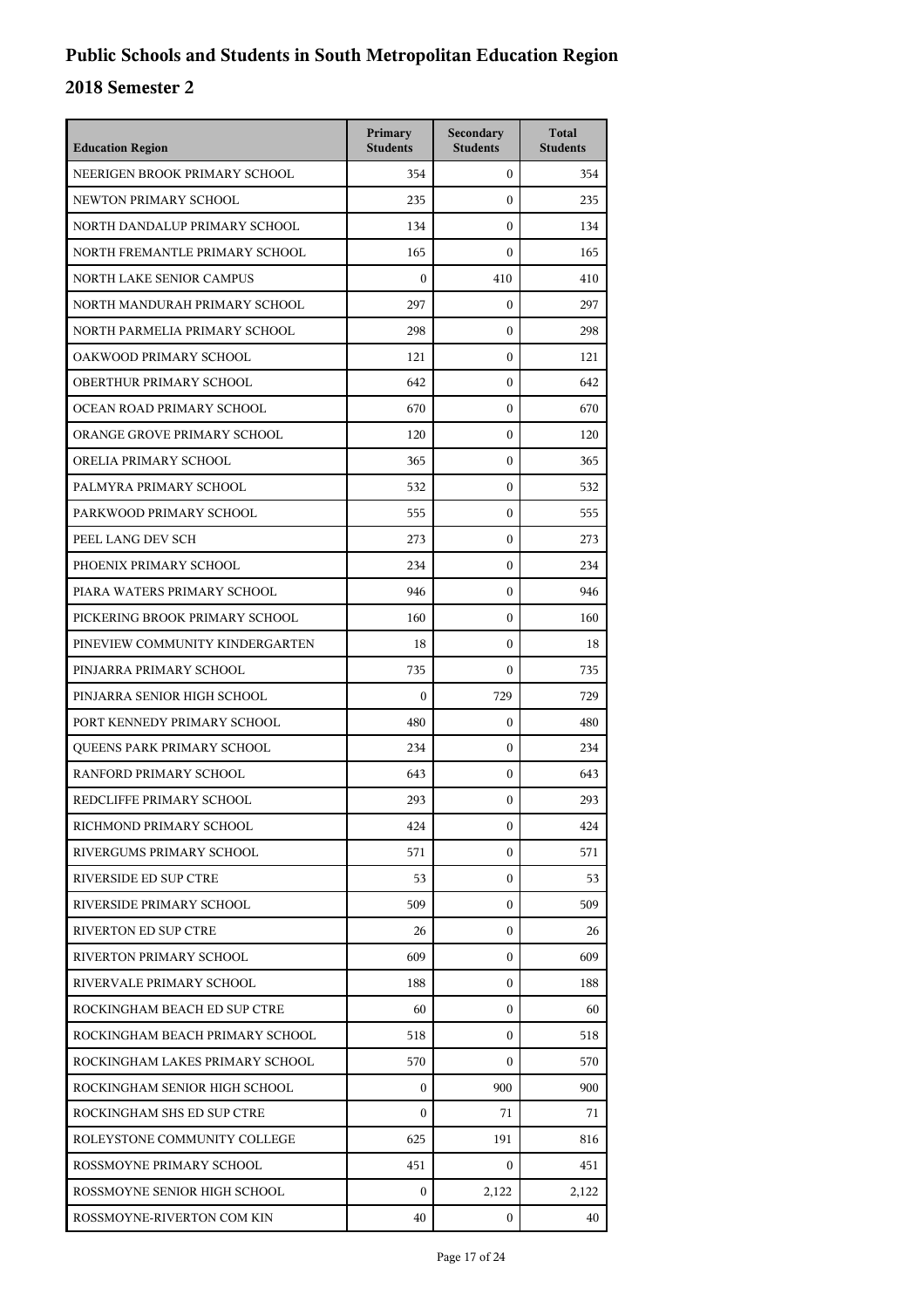# Public Schools and Students in South Metropolitan Education Region

## 2018 Semester 2

| Education Region | Primary Students | Secondary Students | Total Students |
|---|---|---|---|
| NEERIGEN BROOK PRIMARY SCHOOL | 354 | 0 | 354 |
| NEWTON PRIMARY SCHOOL | 235 | 0 | 235 |
| NORTH DANDALUP PRIMARY SCHOOL | 134 | 0 | 134 |
| NORTH FREMANTLE PRIMARY SCHOOL | 165 | 0 | 165 |
| NORTH LAKE SENIOR CAMPUS | 0 | 410 | 410 |
| NORTH MANDURAH PRIMARY SCHOOL | 297 | 0 | 297 |
| NORTH PARMELIA PRIMARY SCHOOL | 298 | 0 | 298 |
| OAKWOOD PRIMARY SCHOOL | 121 | 0 | 121 |
| OBERTHUR PRIMARY SCHOOL | 642 | 0 | 642 |
| OCEAN ROAD PRIMARY SCHOOL | 670 | 0 | 670 |
| ORANGE GROVE PRIMARY SCHOOL | 120 | 0 | 120 |
| ORELIA PRIMARY SCHOOL | 365 | 0 | 365 |
| PALMYRA PRIMARY SCHOOL | 532 | 0 | 532 |
| PARKWOOD PRIMARY SCHOOL | 555 | 0 | 555 |
| PEEL LANG DEV SCH | 273 | 0 | 273 |
| PHOENIX PRIMARY SCHOOL | 234 | 0 | 234 |
| PIARA WATERS PRIMARY SCHOOL | 946 | 0 | 946 |
| PICKERING BROOK PRIMARY SCHOOL | 160 | 0 | 160 |
| PINEVIEW COMMUNITY KINDERGARTEN | 18 | 0 | 18 |
| PINJARRA PRIMARY SCHOOL | 735 | 0 | 735 |
| PINJARRA SENIOR HIGH SCHOOL | 0 | 729 | 729 |
| PORT KENNEDY PRIMARY SCHOOL | 480 | 0 | 480 |
| QUEENS PARK PRIMARY SCHOOL | 234 | 0 | 234 |
| RANFORD PRIMARY SCHOOL | 643 | 0 | 643 |
| REDCLIFFE PRIMARY SCHOOL | 293 | 0 | 293 |
| RICHMOND PRIMARY SCHOOL | 424 | 0 | 424 |
| RIVERGUMS PRIMARY SCHOOL | 571 | 0 | 571 |
| RIVERSIDE ED SUP CTRE | 53 | 0 | 53 |
| RIVERSIDE PRIMARY SCHOOL | 509 | 0 | 509 |
| RIVERTON ED SUP CTRE | 26 | 0 | 26 |
| RIVERTON PRIMARY SCHOOL | 609 | 0 | 609 |
| RIVERVALE PRIMARY SCHOOL | 188 | 0 | 188 |
| ROCKINGHAM BEACH ED SUP CTRE | 60 | 0 | 60 |
| ROCKINGHAM BEACH PRIMARY SCHOOL | 518 | 0 | 518 |
| ROCKINGHAM LAKES PRIMARY SCHOOL | 570 | 0 | 570 |
| ROCKINGHAM SENIOR HIGH SCHOOL | 0 | 900 | 900 |
| ROCKINGHAM SHS ED SUP CTRE | 0 | 71 | 71 |
| ROLEYSTONE COMMUNITY COLLEGE | 625 | 191 | 816 |
| ROSSMOYNE PRIMARY SCHOOL | 451 | 0 | 451 |
| ROSSMOYNE SENIOR HIGH SCHOOL | 0 | 2,122 | 2,122 |
| ROSSMOYNE-RIVERTON COM KIN | 40 | 0 | 40 |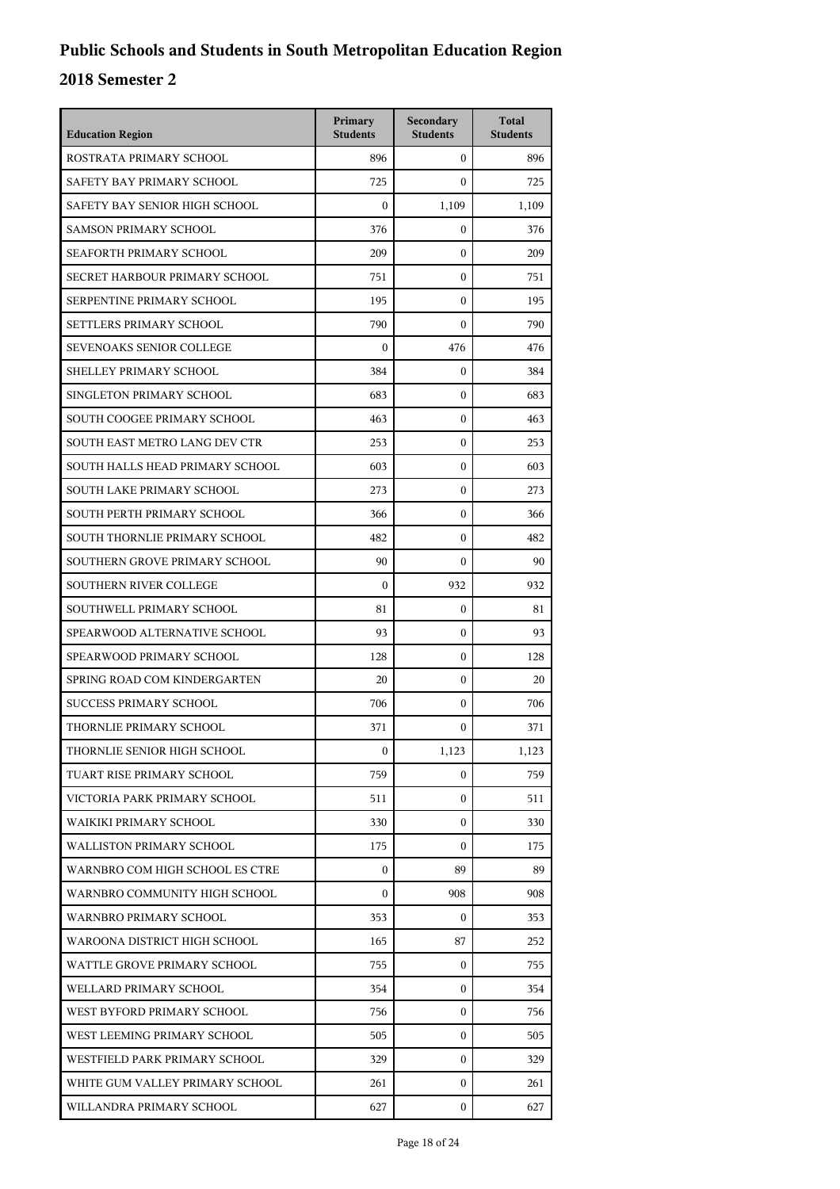# Public Schools and Students in South Metropolitan Education Region

## 2018 Semester 2

| Education Region | Primary Students | Secondary Students | Total Students |
| --- | --- | --- | --- |
| ROSTRATA PRIMARY SCHOOL | 896 | 0 | 896 |
| SAFETY BAY PRIMARY SCHOOL | 725 | 0 | 725 |
| SAFETY BAY SENIOR HIGH SCHOOL | 0 | 1,109 | 1,109 |
| SAMSON PRIMARY SCHOOL | 376 | 0 | 376 |
| SEAFORTH PRIMARY SCHOOL | 209 | 0 | 209 |
| SECRET HARBOUR PRIMARY SCHOOL | 751 | 0 | 751 |
| SERPENTINE PRIMARY SCHOOL | 195 | 0 | 195 |
| SETTLERS PRIMARY SCHOOL | 790 | 0 | 790 |
| SEVENOAKS SENIOR COLLEGE | 0 | 476 | 476 |
| SHELLEY PRIMARY SCHOOL | 384 | 0 | 384 |
| SINGLETON PRIMARY SCHOOL | 683 | 0 | 683 |
| SOUTH COOGEE PRIMARY SCHOOL | 463 | 0 | 463 |
| SOUTH EAST METRO LANG DEV CTR | 253 | 0 | 253 |
| SOUTH HALLS HEAD PRIMARY SCHOOL | 603 | 0 | 603 |
| SOUTH LAKE PRIMARY SCHOOL | 273 | 0 | 273 |
| SOUTH PERTH PRIMARY SCHOOL | 366 | 0 | 366 |
| SOUTH THORNLIE PRIMARY SCHOOL | 482 | 0 | 482 |
| SOUTHERN GROVE PRIMARY SCHOOL | 90 | 0 | 90 |
| SOUTHERN RIVER COLLEGE | 0 | 932 | 932 |
| SOUTHWELL PRIMARY SCHOOL | 81 | 0 | 81 |
| SPEARWOOD ALTERNATIVE SCHOOL | 93 | 0 | 93 |
| SPEARWOOD PRIMARY SCHOOL | 128 | 0 | 128 |
| SPRING ROAD COM KINDERGARTEN | 20 | 0 | 20 |
| SUCCESS PRIMARY SCHOOL | 706 | 0 | 706 |
| THORNLIE PRIMARY SCHOOL | 371 | 0 | 371 |
| THORNLIE SENIOR HIGH SCHOOL | 0 | 1,123 | 1,123 |
| TUART RISE PRIMARY SCHOOL | 759 | 0 | 759 |
| VICTORIA PARK PRIMARY SCHOOL | 511 | 0 | 511 |
| WAIKIKI PRIMARY SCHOOL | 330 | 0 | 330 |
| WALLISTON PRIMARY SCHOOL | 175 | 0 | 175 |
| WARNBRO COM HIGH SCHOOL ES CTRE | 0 | 89 | 89 |
| WARNBRO COMMUNITY HIGH SCHOOL | 0 | 908 | 908 |
| WARNBRO PRIMARY SCHOOL | 353 | 0 | 353 |
| WAROONA DISTRICT HIGH SCHOOL | 165 | 87 | 252 |
| WATTLE GROVE PRIMARY SCHOOL | 755 | 0 | 755 |
| WELLARD PRIMARY SCHOOL | 354 | 0 | 354 |
| WEST BYFORD PRIMARY SCHOOL | 756 | 0 | 756 |
| WEST LEEMING PRIMARY SCHOOL | 505 | 0 | 505 |
| WESTFIELD PARK PRIMARY SCHOOL | 329 | 0 | 329 |
| WHITE GUM VALLEY PRIMARY SCHOOL | 261 | 0 | 261 |
| WILLANDRA PRIMARY SCHOOL | 627 | 0 | 627 |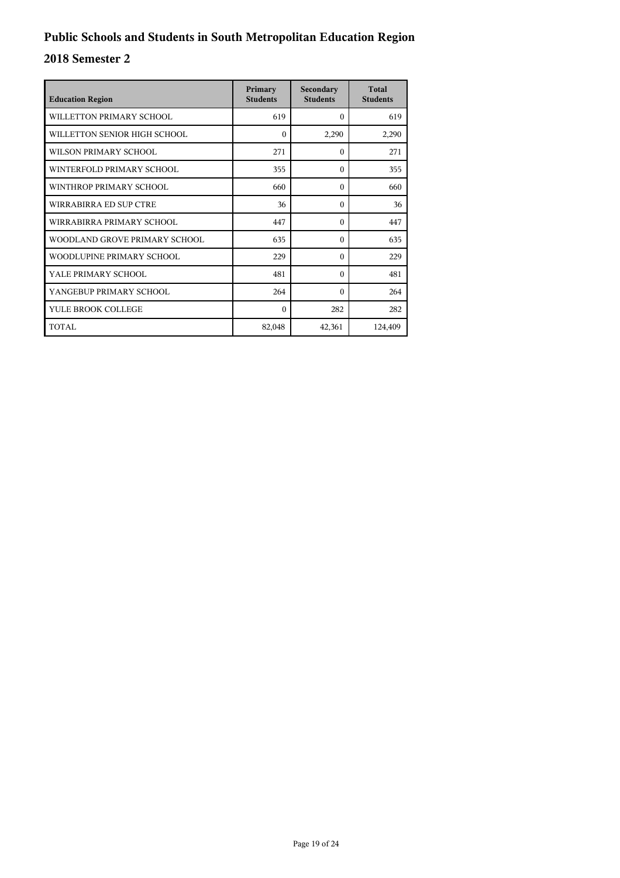# Public Schools and Students in South Metropolitan Education Region

## 2018 Semester 2

| Education Region | Primary Students | Secondary Students | Total Students |
|---|---|---|---|
| WILLETTON PRIMARY SCHOOL | 619 | 0 | 619 |
| WILLETTON SENIOR HIGH SCHOOL | 0 | 2,290 | 2,290 |
| WILSON PRIMARY SCHOOL | 271 | 0 | 271 |
| WINTERFOLD PRIMARY SCHOOL | 355 | 0 | 355 |
| WINTHROP PRIMARY SCHOOL | 660 | 0 | 660 |
| WIRRABIRRA ED SUP CTRE | 36 | 0 | 36 |
| WIRRABIRRA PRIMARY SCHOOL | 447 | 0 | 447 |
| WOODLAND GROVE PRIMARY SCHOOL | 635 | 0 | 635 |
| WOODLUPINE PRIMARY SCHOOL | 229 | 0 | 229 |
| YALE PRIMARY SCHOOL | 481 | 0 | 481 |
| YANGEBUP PRIMARY SCHOOL | 264 | 0 | 264 |
| YULE BROOK COLLEGE | 0 | 282 | 282 |
| TOTAL | 82,048 | 42,361 | 124,409 |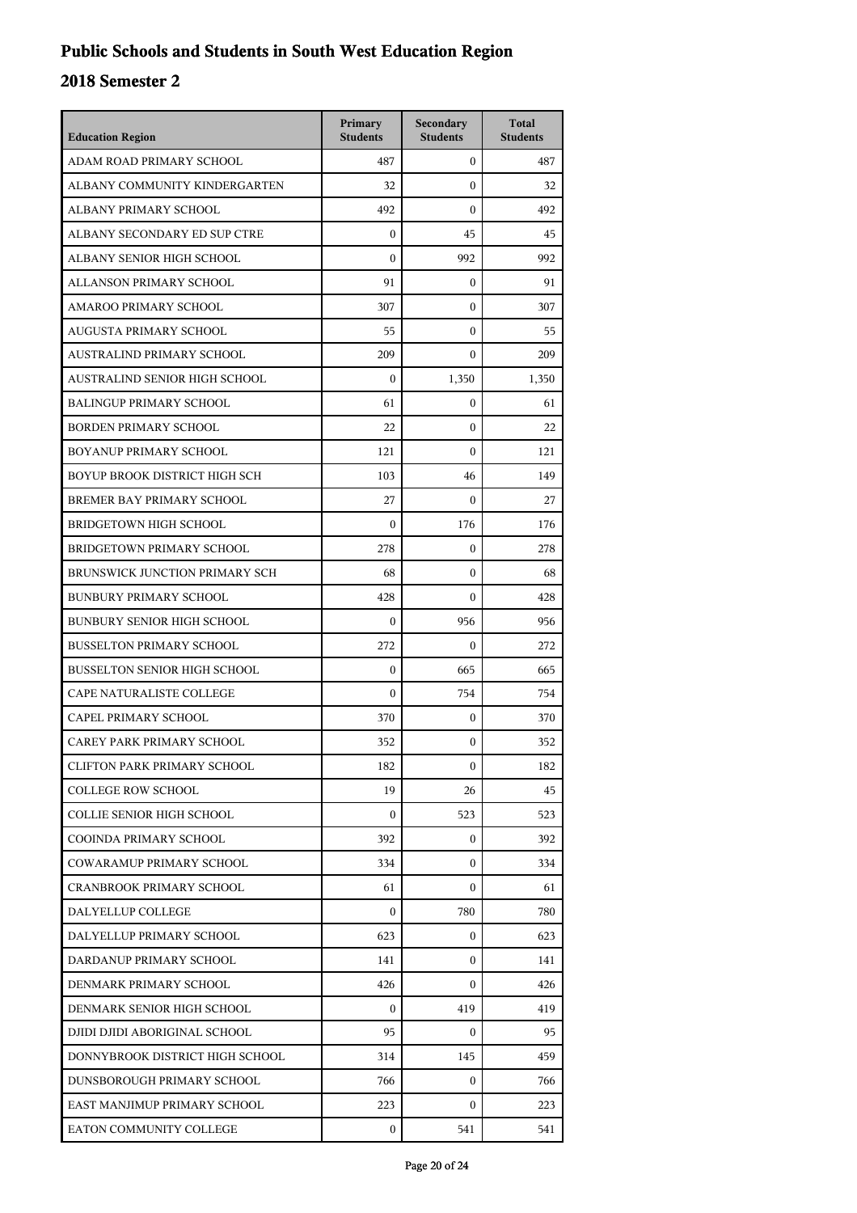# Public Schools and Students in South West Education Region

## 2018 Semester 2

| Education Region | Primary Students | Secondary Students | Total Students |
|---|---|---|---|
| ADAM ROAD PRIMARY SCHOOL | 487 | 0 | 487 |
| ALBANY COMMUNITY KINDERGARTEN | 32 | 0 | 32 |
| ALBANY PRIMARY SCHOOL | 492 | 0 | 492 |
| ALBANY SECONDARY ED SUP CTRE | 0 | 45 | 45 |
| ALBANY SENIOR HIGH SCHOOL | 0 | 992 | 992 |
| ALLANSON PRIMARY SCHOOL | 91 | 0 | 91 |
| AMAROO PRIMARY SCHOOL | 307 | 0 | 307 |
| AUGUSTA PRIMARY SCHOOL | 55 | 0 | 55 |
| AUSTRALIND PRIMARY SCHOOL | 209 | 0 | 209 |
| AUSTRALIND SENIOR HIGH SCHOOL | 0 | 1,350 | 1,350 |
| BALINGUP PRIMARY SCHOOL | 61 | 0 | 61 |
| BORDEN PRIMARY SCHOOL | 22 | 0 | 22 |
| BOYANUP PRIMARY SCHOOL | 121 | 0 | 121 |
| BOYUP BROOK DISTRICT HIGH SCH | 103 | 46 | 149 |
| BREMER BAY PRIMARY SCHOOL | 27 | 0 | 27 |
| BRIDGETOWN HIGH SCHOOL | 0 | 176 | 176 |
| BRIDGETOWN PRIMARY SCHOOL | 278 | 0 | 278 |
| BRUNSWICK JUNCTION PRIMARY SCH | 68 | 0 | 68 |
| BUNBURY PRIMARY SCHOOL | 428 | 0 | 428 |
| BUNBURY SENIOR HIGH SCHOOL | 0 | 956 | 956 |
| BUSSELTON PRIMARY SCHOOL | 272 | 0 | 272 |
| BUSSELTON SENIOR HIGH SCHOOL | 0 | 665 | 665 |
| CAPE NATURALISTE COLLEGE | 0 | 754 | 754 |
| CAPEL PRIMARY SCHOOL | 370 | 0 | 370 |
| CAREY PARK PRIMARY SCHOOL | 352 | 0 | 352 |
| CLIFTON PARK PRIMARY SCHOOL | 182 | 0 | 182 |
| COLLEGE ROW SCHOOL | 19 | 26 | 45 |
| COLLIE SENIOR HIGH SCHOOL | 0 | 523 | 523 |
| COOINDA PRIMARY SCHOOL | 392 | 0 | 392 |
| COWARAMUP PRIMARY SCHOOL | 334 | 0 | 334 |
| CRANBROOK PRIMARY SCHOOL | 61 | 0 | 61 |
| DALYELLUP COLLEGE | 0 | 780 | 780 |
| DALYELLUP PRIMARY SCHOOL | 623 | 0 | 623 |
| DARDANUP PRIMARY SCHOOL | 141 | 0 | 141 |
| DENMARK PRIMARY SCHOOL | 426 | 0 | 426 |
| DENMARK SENIOR HIGH SCHOOL | 0 | 419 | 419 |
| DJIDI DJIDI ABORIGINAL SCHOOL | 95 | 0 | 95 |
| DONNYBROOK DISTRICT HIGH SCHOOL | 314 | 145 | 459 |
| DUNSBOROUGH PRIMARY SCHOOL | 766 | 0 | 766 |
| EAST MANJIMUP PRIMARY SCHOOL | 223 | 0 | 223 |
| EATON COMMUNITY COLLEGE | 0 | 541 | 541 |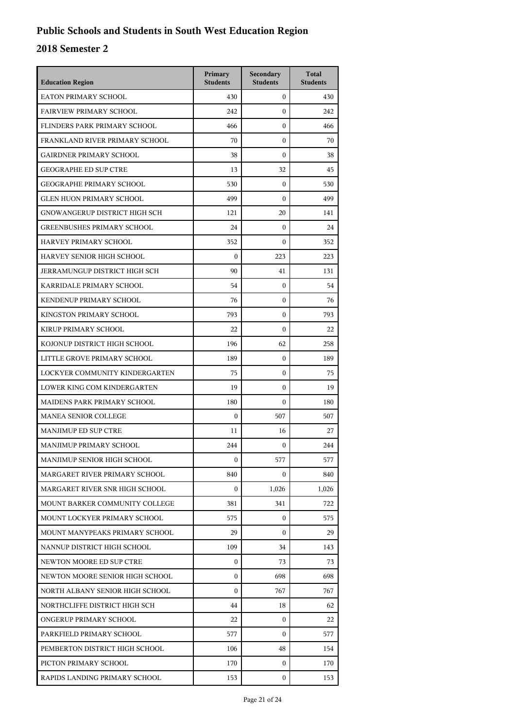# Public Schools and Students in South West Education Region

## 2018 Semester 2

| Education Region | Primary Students | Secondary Students | Total Students |
|---|---|---|---|
| EATON PRIMARY SCHOOL | 430 | 0 | 430 |
| FAIRVIEW PRIMARY SCHOOL | 242 | 0 | 242 |
| FLINDERS PARK PRIMARY SCHOOL | 466 | 0 | 466 |
| FRANKLAND RIVER PRIMARY SCHOOL | 70 | 0 | 70 |
| GAIRDNER PRIMARY SCHOOL | 38 | 0 | 38 |
| GEOGRAPHE ED SUP CTRE | 13 | 32 | 45 |
| GEOGRAPHE PRIMARY SCHOOL | 530 | 0 | 530 |
| GLEN HUON PRIMARY SCHOOL | 499 | 0 | 499 |
| GNOWANGERUP DISTRICT HIGH SCH | 121 | 20 | 141 |
| GREENBUSHES PRIMARY SCHOOL | 24 | 0 | 24 |
| HARVEY PRIMARY SCHOOL | 352 | 0 | 352 |
| HARVEY SENIOR HIGH SCHOOL | 0 | 223 | 223 |
| JERRAMUNGUP DISTRICT HIGH SCH | 90 | 41 | 131 |
| KARRIDALE PRIMARY SCHOOL | 54 | 0 | 54 |
| KENDENUP PRIMARY SCHOOL | 76 | 0 | 76 |
| KINGSTON PRIMARY SCHOOL | 793 | 0 | 793 |
| KIRUP PRIMARY SCHOOL | 22 | 0 | 22 |
| KOJONUP DISTRICT HIGH SCHOOL | 196 | 62 | 258 |
| LITTLE GROVE PRIMARY SCHOOL | 189 | 0 | 189 |
| LOCKYER COMMUNITY KINDERGARTEN | 75 | 0 | 75 |
| LOWER KING COM KINDERGARTEN | 19 | 0 | 19 |
| MAIDENS PARK PRIMARY SCHOOL | 180 | 0 | 180 |
| MANEA SENIOR COLLEGE | 0 | 507 | 507 |
| MANJIMUP ED SUP CTRE | 11 | 16 | 27 |
| MANJIMUP PRIMARY SCHOOL | 244 | 0 | 244 |
| MANJIMUP SENIOR HIGH SCHOOL | 0 | 577 | 577 |
| MARGARET RIVER PRIMARY SCHOOL | 840 | 0 | 840 |
| MARGARET RIVER SNR HIGH SCHOOL | 0 | 1,026 | 1,026 |
| MOUNT BARKER COMMUNITY COLLEGE | 381 | 341 | 722 |
| MOUNT LOCKYER PRIMARY SCHOOL | 575 | 0 | 575 |
| MOUNT MANYPEAKS PRIMARY SCHOOL | 29 | 0 | 29 |
| NANNUP DISTRICT HIGH SCHOOL | 109 | 34 | 143 |
| NEWTON MOORE ED SUP CTRE | 0 | 73 | 73 |
| NEWTON MOORE SENIOR HIGH SCHOOL | 0 | 698 | 698 |
| NORTH ALBANY SENIOR HIGH SCHOOL | 0 | 767 | 767 |
| NORTHCLIFFE DISTRICT HIGH SCH | 44 | 18 | 62 |
| ONGERUP PRIMARY SCHOOL | 22 | 0 | 22 |
| PARKFIELD PRIMARY SCHOOL | 577 | 0 | 577 |
| PEMBERTON DISTRICT HIGH SCHOOL | 106 | 48 | 154 |
| PICTON PRIMARY SCHOOL | 170 | 0 | 170 |
| RAPIDS LANDING PRIMARY SCHOOL | 153 | 0 | 153 |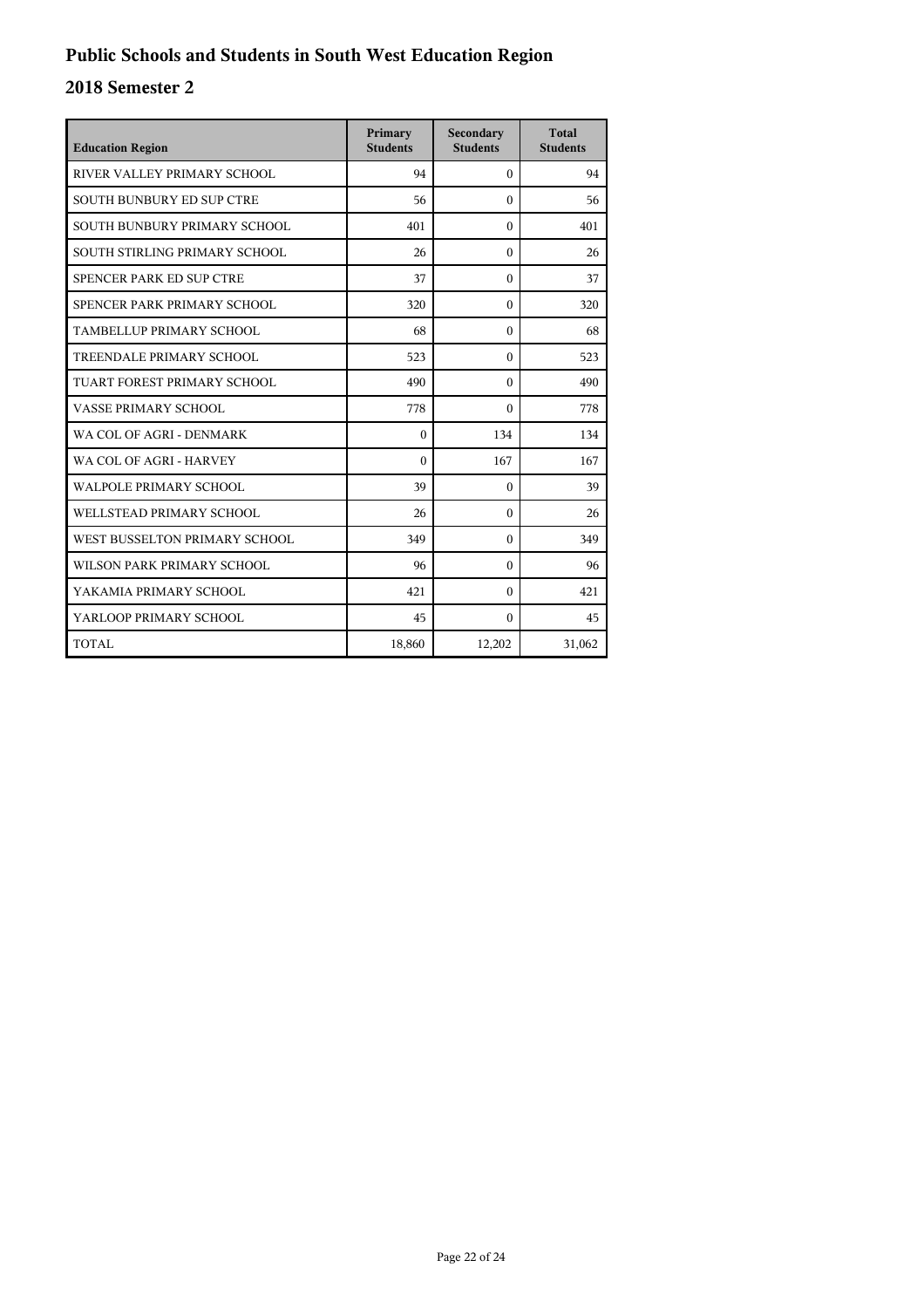# Public Schools and Students in South West Education Region

## 2018 Semester 2

| Education Region | Primary Students | Secondary Students | Total Students |
|---|---|---|---|
| RIVER VALLEY PRIMARY SCHOOL | 94 | 0 | 94 |
| SOUTH BUNBURY ED SUP CTRE | 56 | 0 | 56 |
| SOUTH BUNBURY PRIMARY SCHOOL | 401 | 0 | 401 |
| SOUTH STIRLING PRIMARY SCHOOL | 26 | 0 | 26 |
| SPENCER PARK ED SUP CTRE | 37 | 0 | 37 |
| SPENCER PARK PRIMARY SCHOOL | 320 | 0 | 320 |
| TAMBELLUP PRIMARY SCHOOL | 68 | 0 | 68 |
| TREENDALE PRIMARY SCHOOL | 523 | 0 | 523 |
| TUART FOREST PRIMARY SCHOOL | 490 | 0 | 490 |
| VASSE PRIMARY SCHOOL | 778 | 0 | 778 |
| WA COL OF AGRI - DENMARK | 0 | 134 | 134 |
| WA COL OF AGRI - HARVEY | 0 | 167 | 167 |
| WALPOLE PRIMARY SCHOOL | 39 | 0 | 39 |
| WELLSTEAD PRIMARY SCHOOL | 26 | 0 | 26 |
| WEST BUSSELTON PRIMARY SCHOOL | 349 | 0 | 349 |
| WILSON PARK PRIMARY SCHOOL | 96 | 0 | 96 |
| YAKAMIA PRIMARY SCHOOL | 421 | 0 | 421 |
| YARLOOP PRIMARY SCHOOL | 45 | 0 | 45 |
| TOTAL | 18,860 | 12,202 | 31,062 |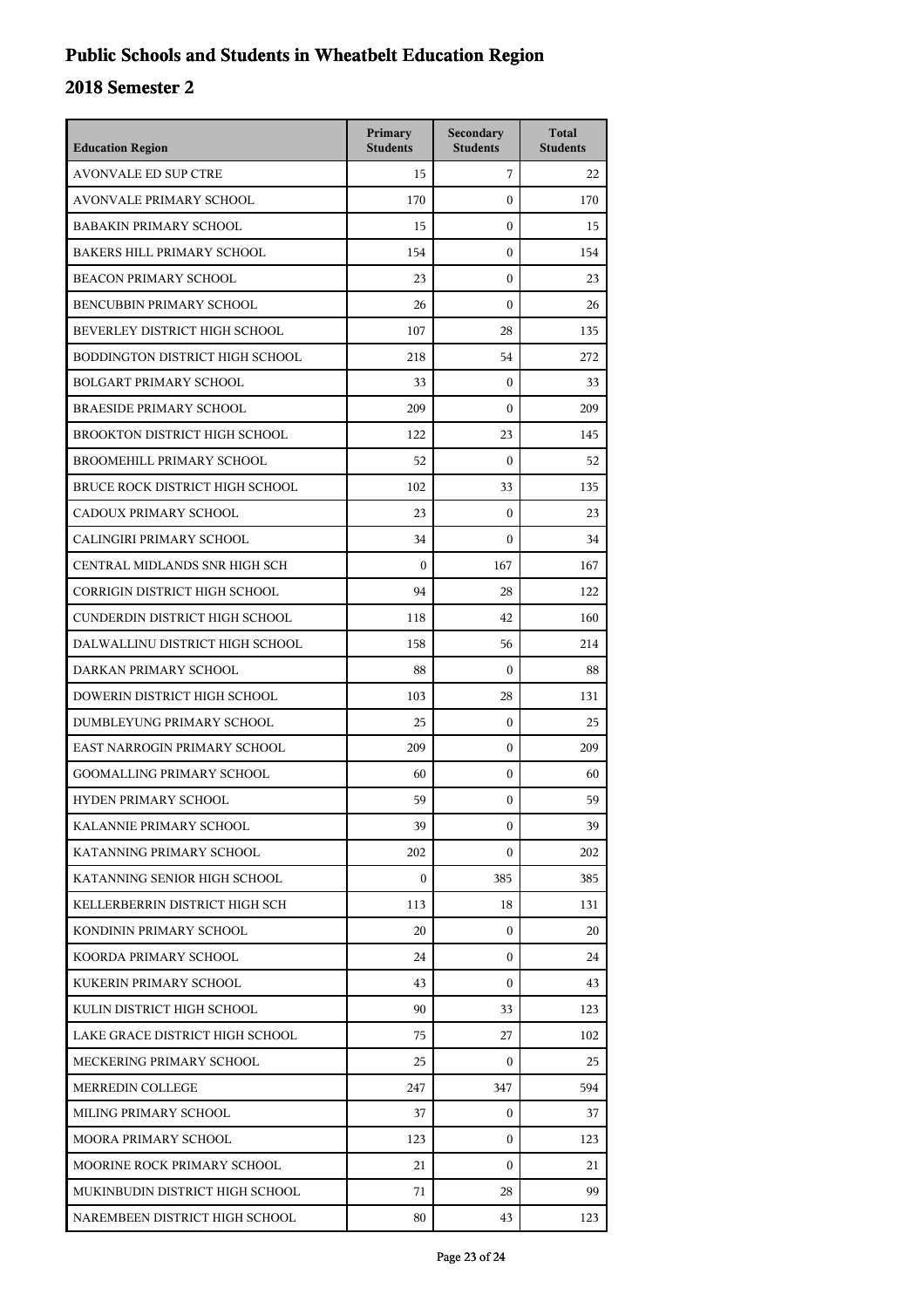# Public Schools and Students in Wheatbelt Education Region

## 2018 Semester 2

| Education Region | Primary Students | Secondary Students | Total Students |
|---|---|---|---|
| AVONVALE ED SUP CTRE | 15 | 7 | 22 |
| AVONVALE PRIMARY SCHOOL | 170 | 0 | 170 |
| BABAKIN PRIMARY SCHOOL | 15 | 0 | 15 |
| BAKERS HILL PRIMARY SCHOOL | 154 | 0 | 154 |
| BEACON PRIMARY SCHOOL | 23 | 0 | 23 |
| BENCUBBIN PRIMARY SCHOOL | 26 | 0 | 26 |
| BEVERLEY DISTRICT HIGH SCHOOL | 107 | 28 | 135 |
| BODDINGTON DISTRICT HIGH SCHOOL | 218 | 54 | 272 |
| BOLGART PRIMARY SCHOOL | 33 | 0 | 33 |
| BRAESIDE PRIMARY SCHOOL | 209 | 0 | 209 |
| BROOKTON DISTRICT HIGH SCHOOL | 122 | 23 | 145 |
| BROOMEHILL PRIMARY SCHOOL | 52 | 0 | 52 |
| BRUCE ROCK DISTRICT HIGH SCHOOL | 102 | 33 | 135 |
| CADOUX PRIMARY SCHOOL | 23 | 0 | 23 |
| CALINGIRI PRIMARY SCHOOL | 34 | 0 | 34 |
| CENTRAL MIDLANDS SNR HIGH SCH | 0 | 167 | 167 |
| CORRIGIN DISTRICT HIGH SCHOOL | 94 | 28 | 122 |
| CUNDERDIN DISTRICT HIGH SCHOOL | 118 | 42 | 160 |
| DALWALLINU DISTRICT HIGH SCHOOL | 158 | 56 | 214 |
| DARKAN PRIMARY SCHOOL | 88 | 0 | 88 |
| DOWERIN DISTRICT HIGH SCHOOL | 103 | 28 | 131 |
| DUMBLEYUNG PRIMARY SCHOOL | 25 | 0 | 25 |
| EAST NARROGIN PRIMARY SCHOOL | 209 | 0 | 209 |
| GOOMALLING PRIMARY SCHOOL | 60 | 0 | 60 |
| HYDEN PRIMARY SCHOOL | 59 | 0 | 59 |
| KALANNIE PRIMARY SCHOOL | 39 | 0 | 39 |
| KATANNING PRIMARY SCHOOL | 202 | 0 | 202 |
| KATANNING SENIOR HIGH SCHOOL | 0 | 385 | 385 |
| KELLERBERRIN DISTRICT HIGH SCH | 113 | 18 | 131 |
| KONDININ PRIMARY SCHOOL | 20 | 0 | 20 |
| KOORDA PRIMARY SCHOOL | 24 | 0 | 24 |
| KUKERIN PRIMARY SCHOOL | 43 | 0 | 43 |
| KULIN DISTRICT HIGH SCHOOL | 90 | 33 | 123 |
| LAKE GRACE DISTRICT HIGH SCHOOL | 75 | 27 | 102 |
| MECKERING PRIMARY SCHOOL | 25 | 0 | 25 |
| MERREDIN COLLEGE | 247 | 347 | 594 |
| MILING PRIMARY SCHOOL | 37 | 0 | 37 |
| MOORA PRIMARY SCHOOL | 123 | 0 | 123 |
| MOORINE ROCK PRIMARY SCHOOL | 21 | 0 | 21 |
| MUKINBUDIN DISTRICT HIGH SCHOOL | 71 | 28 | 99 |
| NAREMBEEN DISTRICT HIGH SCHOOL | 80 | 43 | 123 |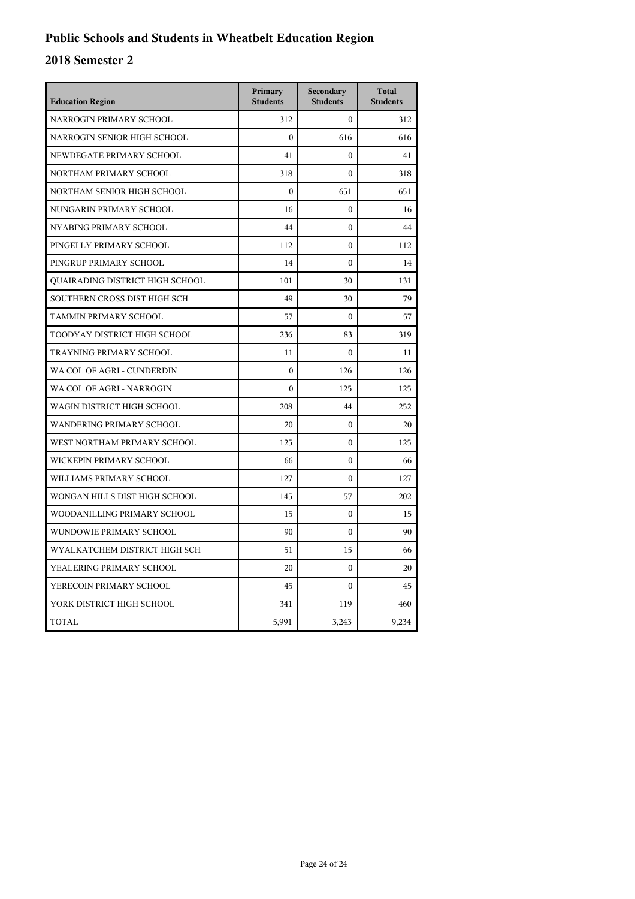# Public Schools and Students in Wheatbelt Education Region

## 2018 Semester 2

| Education Region | Primary Students | Secondary Students | Total Students |
|---|---|---|---|
| NARROGIN PRIMARY SCHOOL | 312 | 0 | 312 |
| NARROGIN SENIOR HIGH SCHOOL | 0 | 616 | 616 |
| NEWDEGATE PRIMARY SCHOOL | 41 | 0 | 41 |
| NORTHAM PRIMARY SCHOOL | 318 | 0 | 318 |
| NORTHAM SENIOR HIGH SCHOOL | 0 | 651 | 651 |
| NUNGARIN PRIMARY SCHOOL | 16 | 0 | 16 |
| NYABING PRIMARY SCHOOL | 44 | 0 | 44 |
| PINGELLY PRIMARY SCHOOL | 112 | 0 | 112 |
| PINGRUP PRIMARY SCHOOL | 14 | 0 | 14 |
| QUAIRADING DISTRICT HIGH SCHOOL | 101 | 30 | 131 |
| SOUTHERN CROSS DIST HIGH SCH | 49 | 30 | 79 |
| TAMMIN PRIMARY SCHOOL | 57 | 0 | 57 |
| TOODYAY DISTRICT HIGH SCHOOL | 236 | 83 | 319 |
| TRAYNING PRIMARY SCHOOL | 11 | 0 | 11 |
| WA COL OF AGRI - CUNDERDIN | 0 | 126 | 126 |
| WA COL OF AGRI - NARROGIN | 0 | 125 | 125 |
| WAGIN DISTRICT HIGH SCHOOL | 208 | 44 | 252 |
| WANDERING PRIMARY SCHOOL | 20 | 0 | 20 |
| WEST NORTHAM PRIMARY SCHOOL | 125 | 0 | 125 |
| WICKEPIN PRIMARY SCHOOL | 66 | 0 | 66 |
| WILLIAMS PRIMARY SCHOOL | 127 | 0 | 127 |
| WONGAN HILLS DIST HIGH SCHOOL | 145 | 57 | 202 |
| WOODANILLING PRIMARY SCHOOL | 15 | 0 | 15 |
| WUNDOWIE PRIMARY SCHOOL | 90 | 0 | 90 |
| WYALKATCHEM DISTRICT HIGH SCH | 51 | 15 | 66 |
| YEALERING PRIMARY SCHOOL | 20 | 0 | 20 |
| YERECOIN PRIMARY SCHOOL | 45 | 0 | 45 |
| YORK DISTRICT HIGH SCHOOL | 341 | 119 | 460 |
| TOTAL | 5,991 | 3,243 | 9,234 |